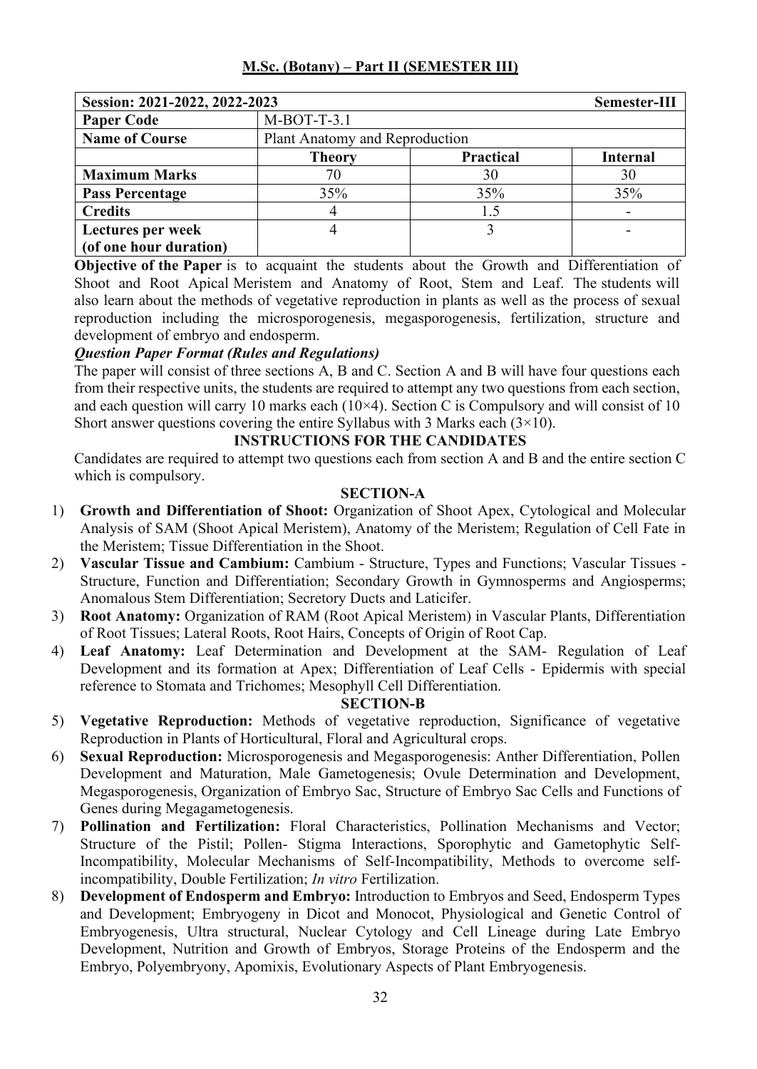## M.Sc. (Botany) – Part II (SEMESTER III)

| Session: 2021-2022, 2022-2023 | | | Semester-III |
|---|---|---|---|
| **Paper Code** | M-BOT-T-3.1 | | |
| **Name of Course** | Plant Anatomy and Reproduction | | |
| | **Theory** | **Practical** | **Internal** |
| **Maximum Marks** | 70 | 30 | 30 |
| **Pass Percentage** | 35% | 35% | 35% |
| **Credits** | 4 | 1.5 | - |
| **Lectures per week (of one hour duration)** | 4 | 3 | - |

**Objective of the Paper** is to acquaint the students about the Growth and Differentiation of Shoot and Root Apical Meristem and Anatomy of Root, Stem and Leaf. The students will also learn about the methods of vegetative reproduction in plants as well as the process of sexual reproduction including the microsporogenesis, megasporogenesis, fertilization, structure and development of embryo and endosperm.

***Question Paper Format (Rules and Regulations)***

The paper will consist of three sections A, B and C. Section A and B will have four questions each from their respective units, the students are required to attempt any two questions from each section, and each question will carry 10 marks each (10×4). Section C is Compulsory and will consist of 10 Short answer questions covering the entire Syllabus with 3 Marks each (3×10).

### INSTRUCTIONS FOR THE CANDIDATES

Candidates are required to attempt two questions each from section A and B and the entire section C which is compulsory.

### SECTION-A

1) **Growth and Differentiation of Shoot:** Organization of Shoot Apex, Cytological and Molecular Analysis of SAM (Shoot Apical Meristem), Anatomy of the Meristem; Regulation of Cell Fate in the Meristem; Tissue Differentiation in the Shoot.
2) **Vascular Tissue and Cambium:** Cambium - Structure, Types and Functions; Vascular Tissues - Structure, Function and Differentiation; Secondary Growth in Gymnosperms and Angiosperms; Anomalous Stem Differentiation; Secretory Ducts and Laticifer.
3) **Root Anatomy:** Organization of RAM (Root Apical Meristem) in Vascular Plants, Differentiation of Root Tissues; Lateral Roots, Root Hairs, Concepts of Origin of Root Cap.
4) **Leaf Anatomy:** Leaf Determination and Development at the SAM- Regulation of Leaf Development and its formation at Apex; Differentiation of Leaf Cells - Epidermis with special reference to Stomata and Trichomes; Mesophyll Cell Differentiation.

### SECTION-B

5) **Vegetative Reproduction:** Methods of vegetative reproduction, Significance of vegetative Reproduction in Plants of Horticultural, Floral and Agricultural crops.
6) **Sexual Reproduction:** Microsporogenesis and Megasporogenesis: Anther Differentiation, Pollen Development and Maturation, Male Gametogenesis; Ovule Determination and Development, Megasporogenesis, Organization of Embryo Sac, Structure of Embryo Sac Cells and Functions of Genes during Megagametogenesis.
7) **Pollination and Fertilization:** Floral Characteristics, Pollination Mechanisms and Vector; Structure of the Pistil; Pollen- Stigma Interactions, Sporophytic and Gametophytic Self-Incompatibility, Molecular Mechanisms of Self-Incompatibility, Methods to overcome self-incompatibility, Double Fertilization; *In vitro* Fertilization.
8) **Development of Endosperm and Embryo:** Introduction to Embryos and Seed, Endosperm Types and Development; Embryogeny in Dicot and Monocot, Physiological and Genetic Control of Embryogenesis, Ultra structural, Nuclear Cytology and Cell Lineage during Late Embryo Development, Nutrition and Growth of Embryos, Storage Proteins of the Endosperm and the Embryo, Polyembryony, Apomixis, Evolutionary Aspects of Plant Embryogenesis.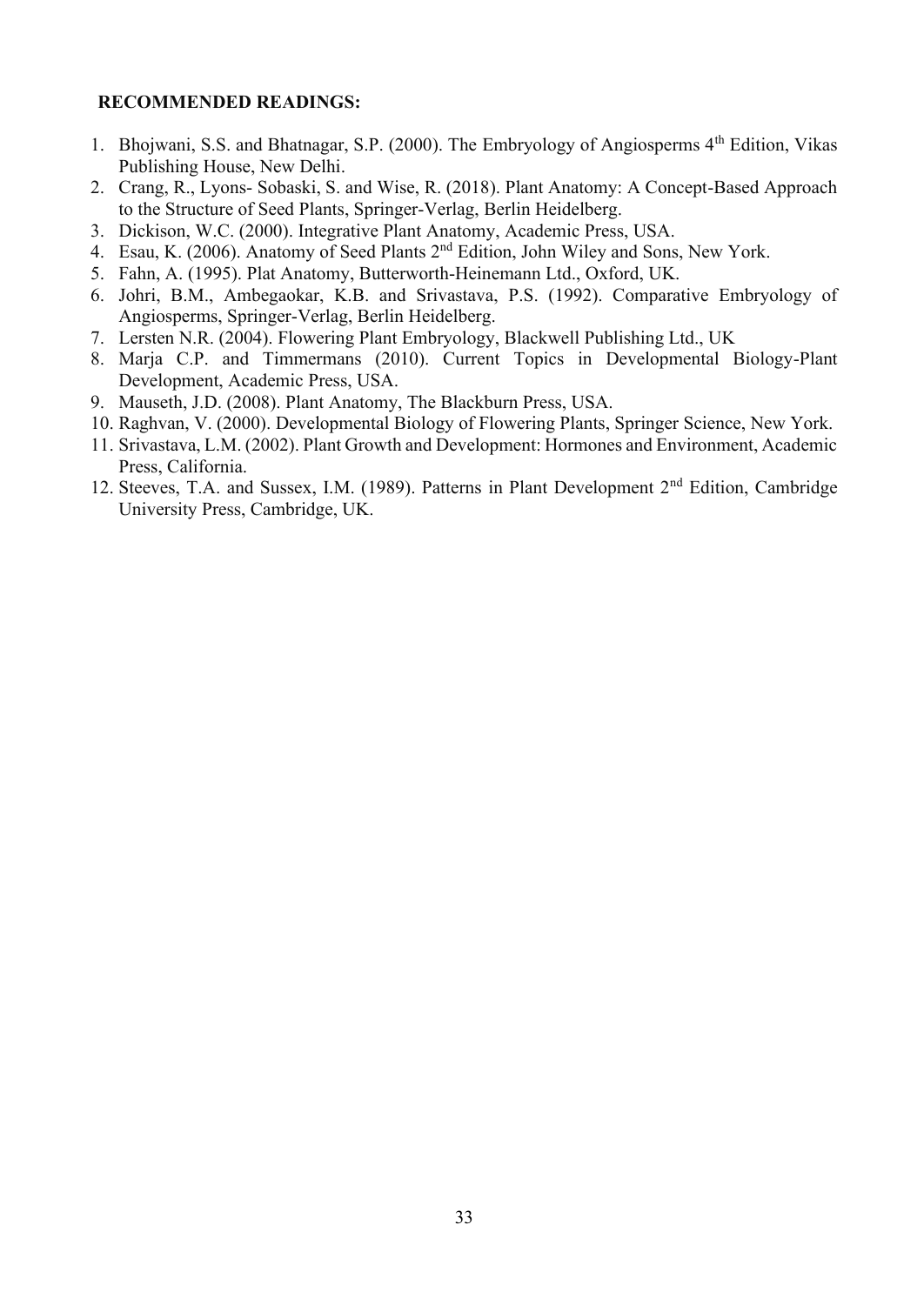**RECOMMENDED READINGS:**

1. Bhojwani, S.S. and Bhatnagar, S.P. (2000). The Embryology of Angiosperms 4th Edition, Vikas Publishing House, New Delhi.
2. Crang, R., Lyons- Sobaski, S. and Wise, R. (2018). Plant Anatomy: A Concept-Based Approach to the Structure of Seed Plants, Springer-Verlag, Berlin Heidelberg.
3. Dickison, W.C. (2000). Integrative Plant Anatomy, Academic Press, USA.
4. Esau, K. (2006). Anatomy of Seed Plants 2nd Edition, John Wiley and Sons, New York.
5. Fahn, A. (1995). Plat Anatomy, Butterworth-Heinemann Ltd., Oxford, UK.
6. Johri, B.M., Ambegaokar, K.B. and Srivastava, P.S. (1992). Comparative Embryology of Angiosperms, Springer-Verlag, Berlin Heidelberg.
7. Lersten N.R. (2004). Flowering Plant Embryology, Blackwell Publishing Ltd., UK
8. Marja C.P. and Timmermans (2010). Current Topics in Developmental Biology-Plant Development, Academic Press, USA.
9. Mauseth, J.D. (2008). Plant Anatomy, The Blackburn Press, USA.
10. Raghvan, V. (2000). Developmental Biology of Flowering Plants, Springer Science, New York.
11. Srivastava, L.M. (2002). Plant Growth and Development: Hormones and Environment, Academic Press, California.
12. Steeves, T.A. and Sussex, I.M. (1989). Patterns in Plant Development 2nd Edition, Cambridge University Press, Cambridge, UK.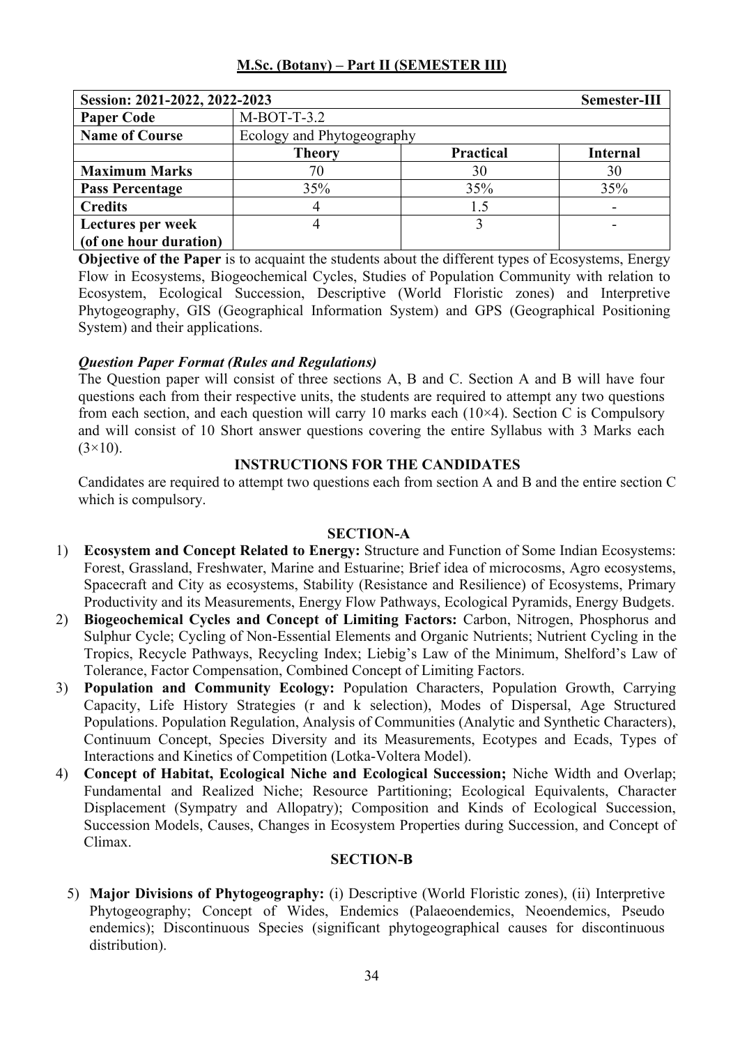## M.Sc. (Botany) – Part II (SEMESTER III)

| Session: 2021-2022, 2022-2023 | | | Semester-III |
|---|---|---|---|
| **Paper Code** | M-BOT-T-3.2 | | |
| **Name of Course** | Ecology and Phytogeography | | |
| | **Theory** | **Practical** | **Internal** |
| **Maximum Marks** | 70 | 30 | 30 |
| **Pass Percentage** | 35% | 35% | 35% |
| **Credits** | 4 | 1.5 | - |
| **Lectures per week (of one hour duration)** | 4 | 3 | - |

**Objective of the Paper** is to acquaint the students about the different types of Ecosystems, Energy Flow in Ecosystems, Biogeochemical Cycles, Studies of Population Community with relation to Ecosystem, Ecological Succession, Descriptive (World Floristic zones) and Interpretive Phytogeography, GIS (Geographical Information System) and GPS (Geographical Positioning System) and their applications.

### *Question Paper Format (Rules and Regulations)*

The Question paper will consist of three sections A, B and C. Section A and B will have four questions each from their respective units, the students are required to attempt any two questions from each section, and each question will carry 10 marks each (10×4). Section C is Compulsory and will consist of 10 Short answer questions covering the entire Syllabus with 3 Marks each (3×10).

### INSTRUCTIONS FOR THE CANDIDATES

Candidates are required to attempt two questions each from section A and B and the entire section C which is compulsory.

### SECTION-A

1) **Ecosystem and Concept Related to Energy:** Structure and Function of Some Indian Ecosystems: Forest, Grassland, Freshwater, Marine and Estuarine; Brief idea of microcosms, Agro ecosystems, Spacecraft and City as ecosystems, Stability (Resistance and Resilience) of Ecosystems, Primary Productivity and its Measurements, Energy Flow Pathways, Ecological Pyramids, Energy Budgets.
2) **Biogeochemical Cycles and Concept of Limiting Factors:** Carbon, Nitrogen, Phosphorus and Sulphur Cycle; Cycling of Non-Essential Elements and Organic Nutrients; Nutrient Cycling in the Tropics, Recycle Pathways, Recycling Index; Liebig's Law of the Minimum, Shelford's Law of Tolerance, Factor Compensation, Combined Concept of Limiting Factors.
3) **Population and Community Ecology:** Population Characters, Population Growth, Carrying Capacity, Life History Strategies (r and k selection), Modes of Dispersal, Age Structured Populations. Population Regulation, Analysis of Communities (Analytic and Synthetic Characters), Continuum Concept, Species Diversity and its Measurements, Ecotypes and Ecads, Types of Interactions and Kinetics of Competition (Lotka-Voltera Model).
4) **Concept of Habitat, Ecological Niche and Ecological Succession;** Niche Width and Overlap; Fundamental and Realized Niche; Resource Partitioning; Ecological Equivalents, Character Displacement (Sympatry and Allopatry); Composition and Kinds of Ecological Succession, Succession Models, Causes, Changes in Ecosystem Properties during Succession, and Concept of Climax.

### SECTION-B

5) **Major Divisions of Phytogeography:** (i) Descriptive (World Floristic zones), (ii) Interpretive Phytogeography; Concept of Wides, Endemics (Palaeoendemics, Neoendemics, Pseudo endemics); Discontinuous Species (significant phytogeographical causes for discontinuous distribution).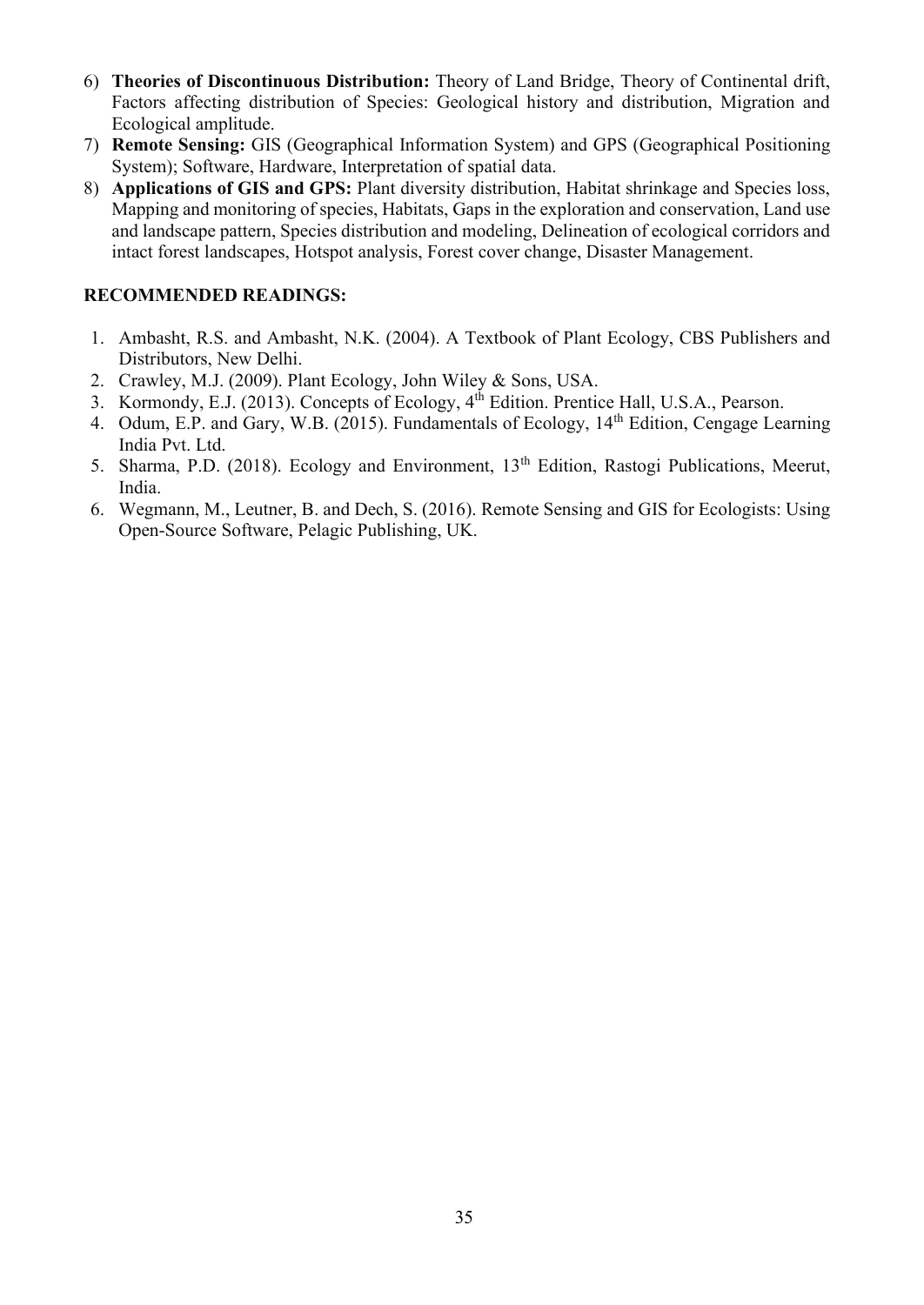6) **Theories of Discontinuous Distribution:** Theory of Land Bridge, Theory of Continental drift, Factors affecting distribution of Species: Geological history and distribution, Migration and Ecological amplitude.
7) **Remote Sensing:** GIS (Geographical Information System) and GPS (Geographical Positioning System); Software, Hardware, Interpretation of spatial data.
8) **Applications of GIS and GPS:** Plant diversity distribution, Habitat shrinkage and Species loss, Mapping and monitoring of species, Habitats, Gaps in the exploration and conservation, Land use and landscape pattern, Species distribution and modeling, Delineation of ecological corridors and intact forest landscapes, Hotspot analysis, Forest cover change, Disaster Management.

**RECOMMENDED READINGS:**

1. Ambasht, R.S. and Ambasht, N.K. (2004). A Textbook of Plant Ecology, CBS Publishers and Distributors, New Delhi.
2. Crawley, M.J. (2009). Plant Ecology, John Wiley & Sons, USA.
3. Kormondy, E.J. (2013). Concepts of Ecology, 4th Edition. Prentice Hall, U.S.A., Pearson.
4. Odum, E.P. and Gary, W.B. (2015). Fundamentals of Ecology, 14th Edition, Cengage Learning India Pvt. Ltd.
5. Sharma, P.D. (2018). Ecology and Environment, 13th Edition, Rastogi Publications, Meerut, India.
6. Wegmann, M., Leutner, B. and Dech, S. (2016). Remote Sensing and GIS for Ecologists: Using Open-Source Software, Pelagic Publishing, UK.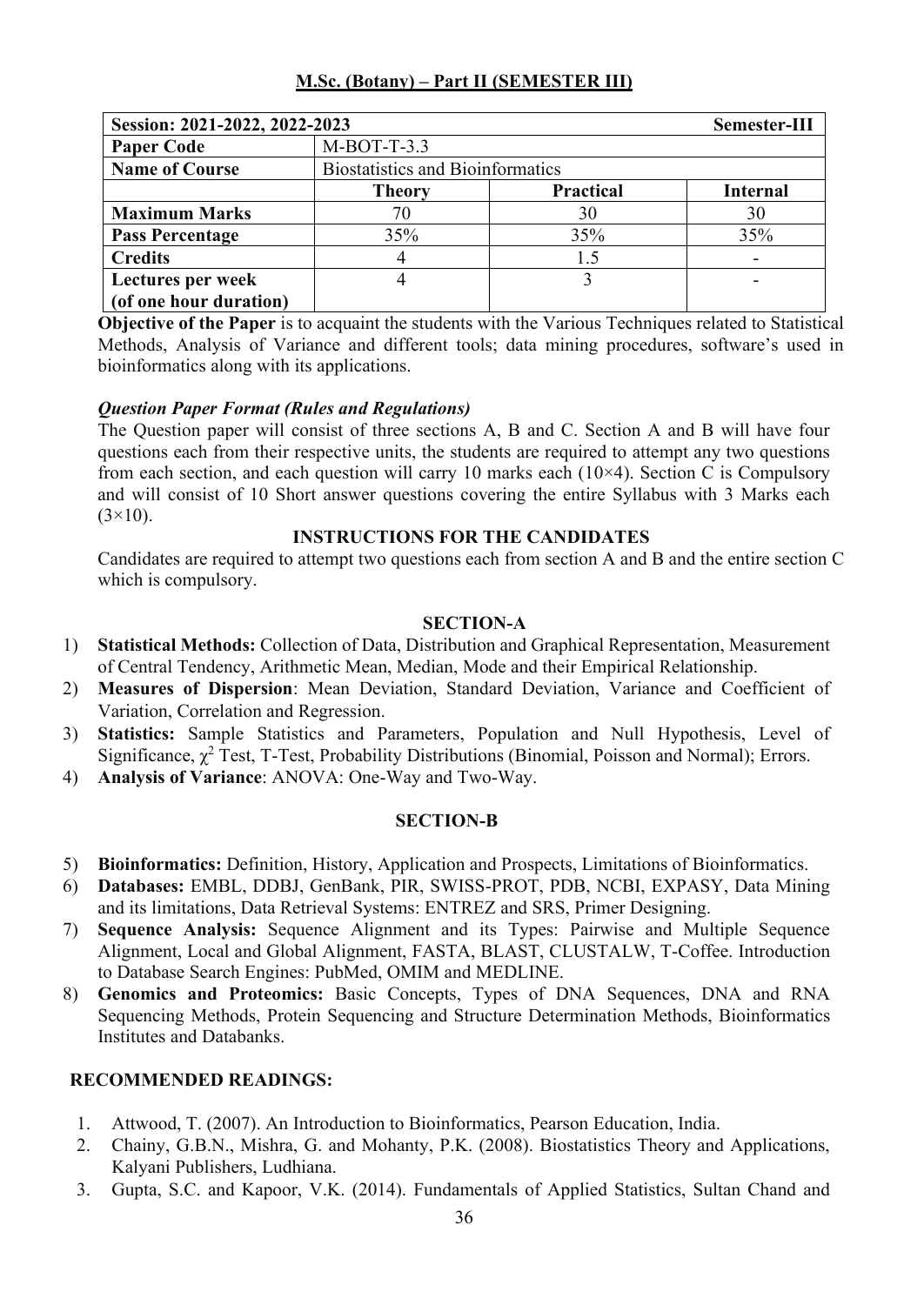## M.Sc. (Botany) – Part II (SEMESTER III)

| Session: 2021-2022, 2022-2023 | | | Semester-III |
|---|---|---|---|
| **Paper Code** | M-BOT-T-3.3 | | |
| **Name of Course** | Biostatistics and Bioinformatics | | |
| | **Theory** | **Practical** | **Internal** |
| **Maximum Marks** | 70 | 30 | 30 |
| **Pass Percentage** | 35% | 35% | 35% |
| **Credits** | 4 | 1.5 | - |
| **Lectures per week (of one hour duration)** | 4 | 3 | - |

**Objective of the Paper** is to acquaint the students with the Various Techniques related to Statistical Methods, Analysis of Variance and different tools; data mining procedures, software's used in bioinformatics along with its applications.

***Question Paper Format (Rules and Regulations)***

The Question paper will consist of three sections A, B and C. Section A and B will have four questions each from their respective units, the students are required to attempt any two questions from each section, and each question will carry 10 marks each (10×4). Section C is Compulsory and will consist of 10 Short answer questions covering the entire Syllabus with 3 Marks each (3×10).

### INSTRUCTIONS FOR THE CANDIDATES

Candidates are required to attempt two questions each from section A and B and the entire section C which is compulsory.

### SECTION-A

1) **Statistical Methods:** Collection of Data, Distribution and Graphical Representation, Measurement of Central Tendency, Arithmetic Mean, Median, Mode and their Empirical Relationship.
2) **Measures of Dispersion**: Mean Deviation, Standard Deviation, Variance and Coefficient of Variation, Correlation and Regression.
3) **Statistics:** Sample Statistics and Parameters, Population and Null Hypothesis, Level of Significance, $\chi^2$ Test, T-Test, Probability Distributions (Binomial, Poisson and Normal); Errors.
4) **Analysis of Variance**: ANOVA: One-Way and Two-Way.

### SECTION-B

5) **Bioinformatics:** Definition, History, Application and Prospects, Limitations of Bioinformatics.
6) **Databases:** EMBL, DDBJ, GenBank, PIR, SWISS-PROT, PDB, NCBI, EXPASY, Data Mining and its limitations, Data Retrieval Systems: ENTREZ and SRS, Primer Designing.
7) **Sequence Analysis:** Sequence Alignment and its Types: Pairwise and Multiple Sequence Alignment, Local and Global Alignment, FASTA, BLAST, CLUSTALW, T-Coffee. Introduction to Database Search Engines: PubMed, OMIM and MEDLINE.
8) **Genomics and Proteomics:** Basic Concepts, Types of DNA Sequences, DNA and RNA Sequencing Methods, Protein Sequencing and Structure Determination Methods, Bioinformatics Institutes and Databanks.

### RECOMMENDED READINGS:

1. Attwood, T. (2007). An Introduction to Bioinformatics, Pearson Education, India.
2. Chainy, G.B.N., Mishra, G. and Mohanty, P.K. (2008). Biostatistics Theory and Applications, Kalyani Publishers, Ludhiana.
3. Gupta, S.C. and Kapoor, V.K. (2014). Fundamentals of Applied Statistics, Sultan Chand and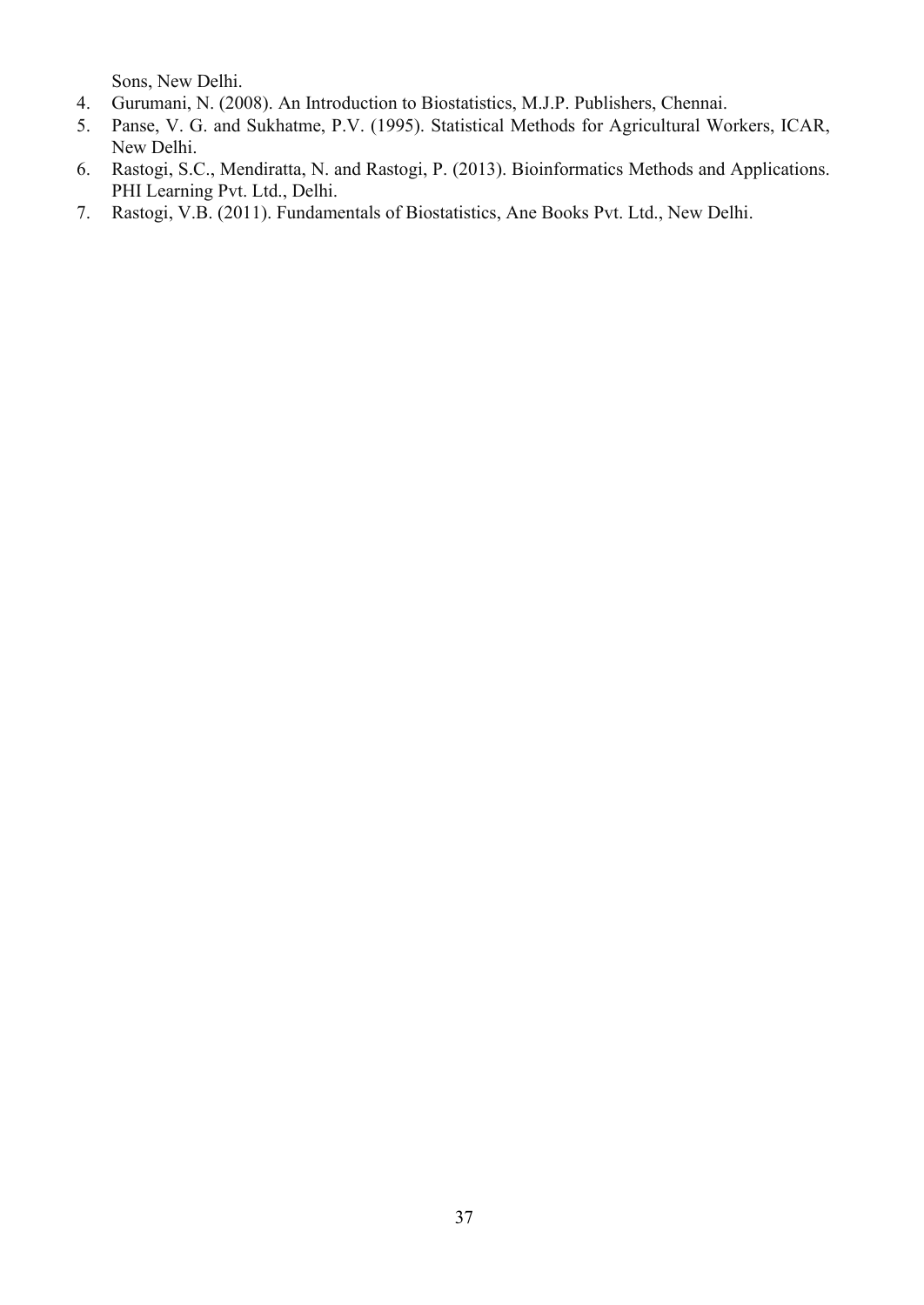Sons, New Delhi.

4. Gurumani, N. (2008). An Introduction to Biostatistics, M.J.P. Publishers, Chennai.
5. Panse, V. G. and Sukhatme, P.V. (1995). Statistical Methods for Agricultural Workers, ICAR, New Delhi.
6. Rastogi, S.C., Mendiratta, N. and Rastogi, P. (2013). Bioinformatics Methods and Applications. PHI Learning Pvt. Ltd., Delhi.
7. Rastogi, V.B. (2011). Fundamentals of Biostatistics, Ane Books Pvt. Ltd., New Delhi.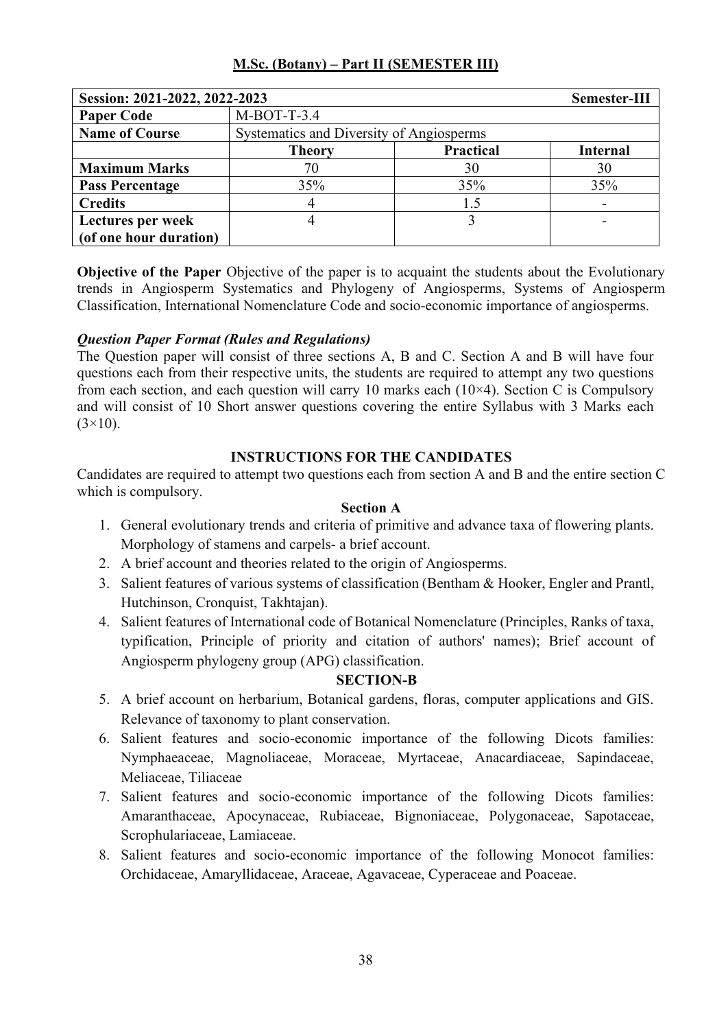## M.Sc. (Botany) – Part II (SEMESTER III)

| Session: 2021-2022, 2022-2023 | | | Semester-III |
|---|---|---|---|
| **Paper Code** | M-BOT-T-3.4 | | |
| **Name of Course** | Systematics and Diversity of Angiosperms | | |
| | **Theory** | **Practical** | **Internal** |
| **Maximum Marks** | 70 | 30 | 30 |
| **Pass Percentage** | 35% | 35% | 35% |
| **Credits** | 4 | 1.5 | - |
| **Lectures per week (of one hour duration)** | 4 | 3 | - |

**Objective of the Paper** Objective of the paper is to acquaint the students about the Evolutionary trends in Angiosperm Systematics and Phylogeny of Angiosperms, Systems of Angiosperm Classification, International Nomenclature Code and socio-economic importance of angiosperms.

***Question Paper Format (Rules and Regulations)***

The Question paper will consist of three sections A, B and C. Section A and B will have four questions each from their respective units, the students are required to attempt any two questions from each section, and each question will carry 10 marks each (10×4). Section C is Compulsory and will consist of 10 Short answer questions covering the entire Syllabus with 3 Marks each (3×10).

### INSTRUCTIONS FOR THE CANDIDATES

Candidates are required to attempt two questions each from section A and B and the entire section C which is compulsory.

#### Section A

1. General evolutionary trends and criteria of primitive and advance taxa of flowering plants. Morphology of stamens and carpels- a brief account.
2. A brief account and theories related to the origin of Angiosperms.
3. Salient features of various systems of classification (Bentham & Hooker, Engler and Prantl, Hutchinson, Cronquist, Takhtajan).
4. Salient features of International code of Botanical Nomenclature (Principles, Ranks of taxa, typification, Principle of priority and citation of authors' names); Brief account of Angiosperm phylogeny group (APG) classification.

#### SECTION-B

5. A brief account on herbarium, Botanical gardens, floras, computer applications and GIS. Relevance of taxonomy to plant conservation.
6. Salient features and socio-economic importance of the following Dicots families: Nymphaeaceae, Magnoliaceae, Moraceae, Myrtaceae, Anacardiaceae, Sapindaceae, Meliaceae, Tiliaceae
7. Salient features and socio-economic importance of the following Dicots families: Amaranthaceae, Apocynaceae, Rubiaceae, Bignoniaceae, Polygonaceae, Sapotaceae, Scrophulariaceae, Lamiaceae.
8. Salient features and socio-economic importance of the following Monocot families: Orchidaceae, Amaryllidaceae, Araceae, Agavaceae, Cyperaceae and Poaceae.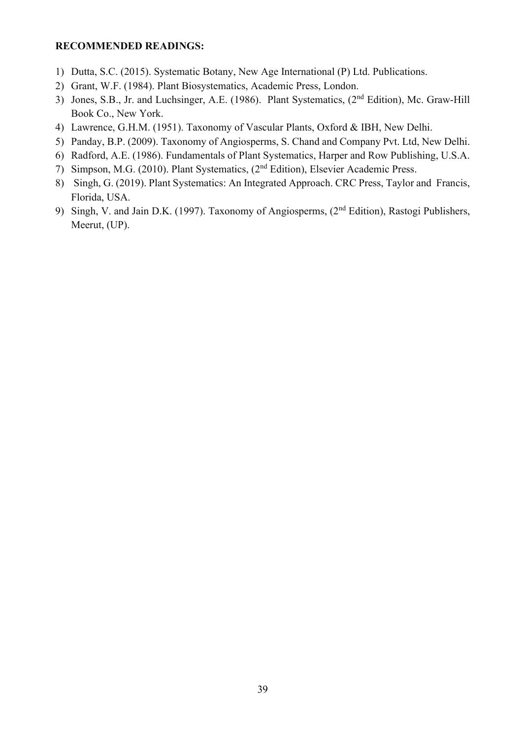**RECOMMENDED READINGS:**

1) Dutta, S.C. (2015). Systematic Botany, New Age International (P) Ltd. Publications.
2) Grant, W.F. (1984). Plant Biosystematics, Academic Press, London.
3) Jones, S.B., Jr. and Luchsinger, A.E. (1986). Plant Systematics, (2nd Edition), Mc. Graw-Hill Book Co., New York.
4) Lawrence, G.H.M. (1951). Taxonomy of Vascular Plants, Oxford & IBH, New Delhi.
5) Panday, B.P. (2009). Taxonomy of Angiosperms, S. Chand and Company Pvt. Ltd, New Delhi.
6) Radford, A.E. (1986). Fundamentals of Plant Systematics, Harper and Row Publishing, U.S.A.
7) Simpson, M.G. (2010). Plant Systematics, (2nd Edition), Elsevier Academic Press.
8) Singh, G. (2019). Plant Systematics: An Integrated Approach. CRC Press, Taylor and Francis, Florida, USA.
9) Singh, V. and Jain D.K. (1997). Taxonomy of Angiosperms, (2nd Edition), Rastogi Publishers, Meerut, (UP).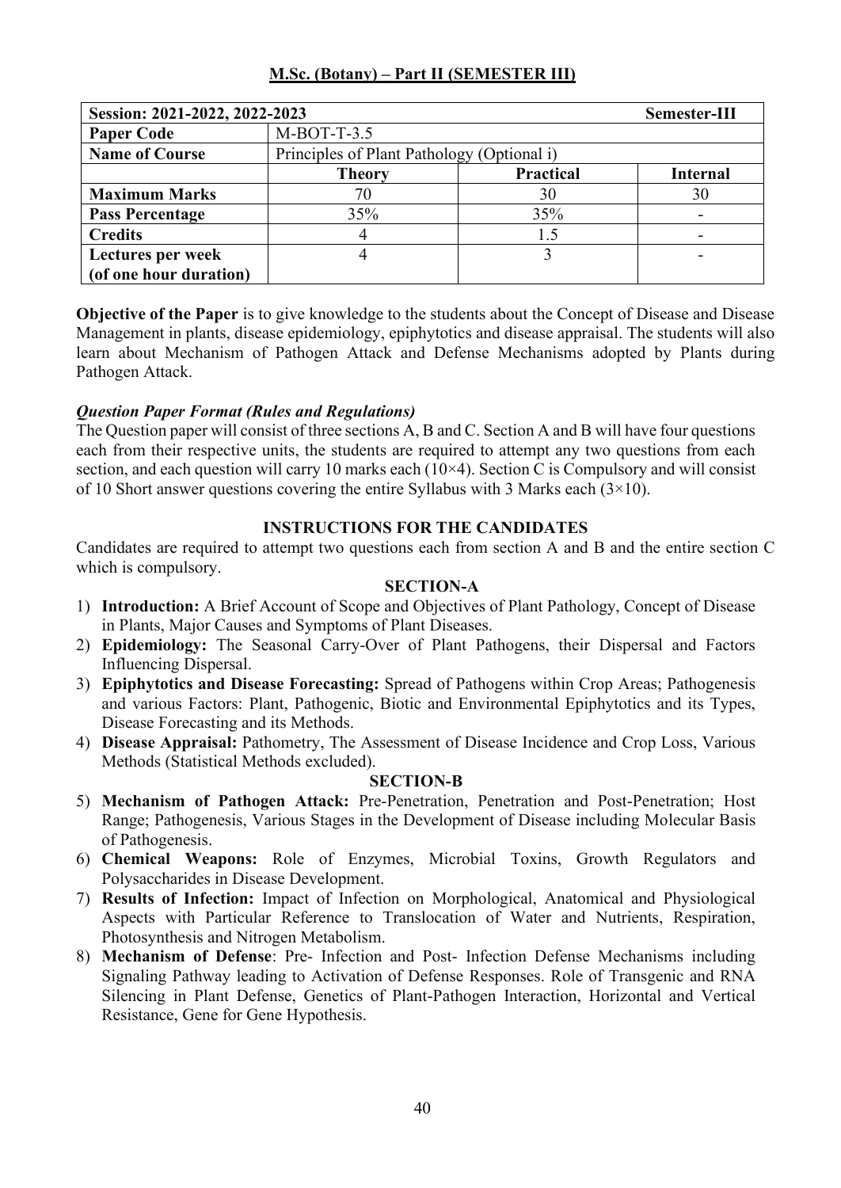## M.Sc. (Botany) – Part II (SEMESTER III)

| Session: 2021-2022, 2022-2023 | | | Semester-III |
|---|---|---|---|
| **Paper Code** | M-BOT-T-3.5 | | |
| **Name of Course** | Principles of Plant Pathology (Optional i) | | |
| | **Theory** | **Practical** | **Internal** |
| **Maximum Marks** | 70 | 30 | 30 |
| **Pass Percentage** | 35% | 35% | - |
| **Credits** | 4 | 1.5 | - |
| **Lectures per week (of one hour duration)** | 4 | 3 | - |

**Objective of the Paper** is to give knowledge to the students about the Concept of Disease and Disease Management in plants, disease epidemiology, epiphytotics and disease appraisal. The students will also learn about Mechanism of Pathogen Attack and Defense Mechanisms adopted by Plants during Pathogen Attack.

***Question Paper Format (Rules and Regulations)***

The Question paper will consist of three sections A, B and C. Section A and B will have four questions each from their respective units, the students are required to attempt any two questions from each section, and each question will carry 10 marks each (10×4). Section C is Compulsory and will consist of 10 Short answer questions covering the entire Syllabus with 3 Marks each (3×10).

### INSTRUCTIONS FOR THE CANDIDATES

Candidates are required to attempt two questions each from section A and B and the entire section C which is compulsory.

### SECTION-A

1) **Introduction:** A Brief Account of Scope and Objectives of Plant Pathology, Concept of Disease in Plants, Major Causes and Symptoms of Plant Diseases.
2) **Epidemiology:** The Seasonal Carry-Over of Plant Pathogens, their Dispersal and Factors Influencing Dispersal.
3) **Epiphytotics and Disease Forecasting:** Spread of Pathogens within Crop Areas; Pathogenesis and various Factors: Plant, Pathogenic, Biotic and Environmental Epiphytotics and its Types, Disease Forecasting and its Methods.
4) **Disease Appraisal:** Pathometry, The Assessment of Disease Incidence and Crop Loss, Various Methods (Statistical Methods excluded).

### SECTION-B

5) **Mechanism of Pathogen Attack:** Pre-Penetration, Penetration and Post-Penetration; Host Range; Pathogenesis, Various Stages in the Development of Disease including Molecular Basis of Pathogenesis.
6) **Chemical Weapons:** Role of Enzymes, Microbial Toxins, Growth Regulators and Polysaccharides in Disease Development.
7) **Results of Infection:** Impact of Infection on Morphological, Anatomical and Physiological Aspects with Particular Reference to Translocation of Water and Nutrients, Respiration, Photosynthesis and Nitrogen Metabolism.
8) **Mechanism of Defense**: Pre- Infection and Post- Infection Defense Mechanisms including Signaling Pathway leading to Activation of Defense Responses. Role of Transgenic and RNA Silencing in Plant Defense, Genetics of Plant-Pathogen Interaction, Horizontal and Vertical Resistance, Gene for Gene Hypothesis.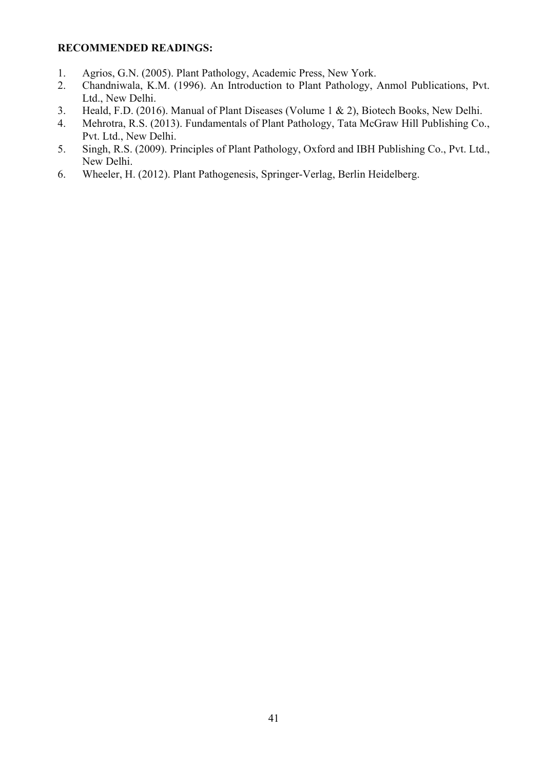**RECOMMENDED READINGS:**

1. Agrios, G.N. (2005). Plant Pathology, Academic Press, New York.
2. Chandniwala, K.M. (1996). An Introduction to Plant Pathology, Anmol Publications, Pvt. Ltd., New Delhi.
3. Heald, F.D. (2016). Manual of Plant Diseases (Volume 1 & 2), Biotech Books, New Delhi.
4. Mehrotra, R.S. (2013). Fundamentals of Plant Pathology, Tata McGraw Hill Publishing Co., Pvt. Ltd., New Delhi.
5. Singh, R.S. (2009). Principles of Plant Pathology, Oxford and IBH Publishing Co., Pvt. Ltd., New Delhi.
6. Wheeler, H. (2012). Plant Pathogenesis, Springer-Verlag, Berlin Heidelberg.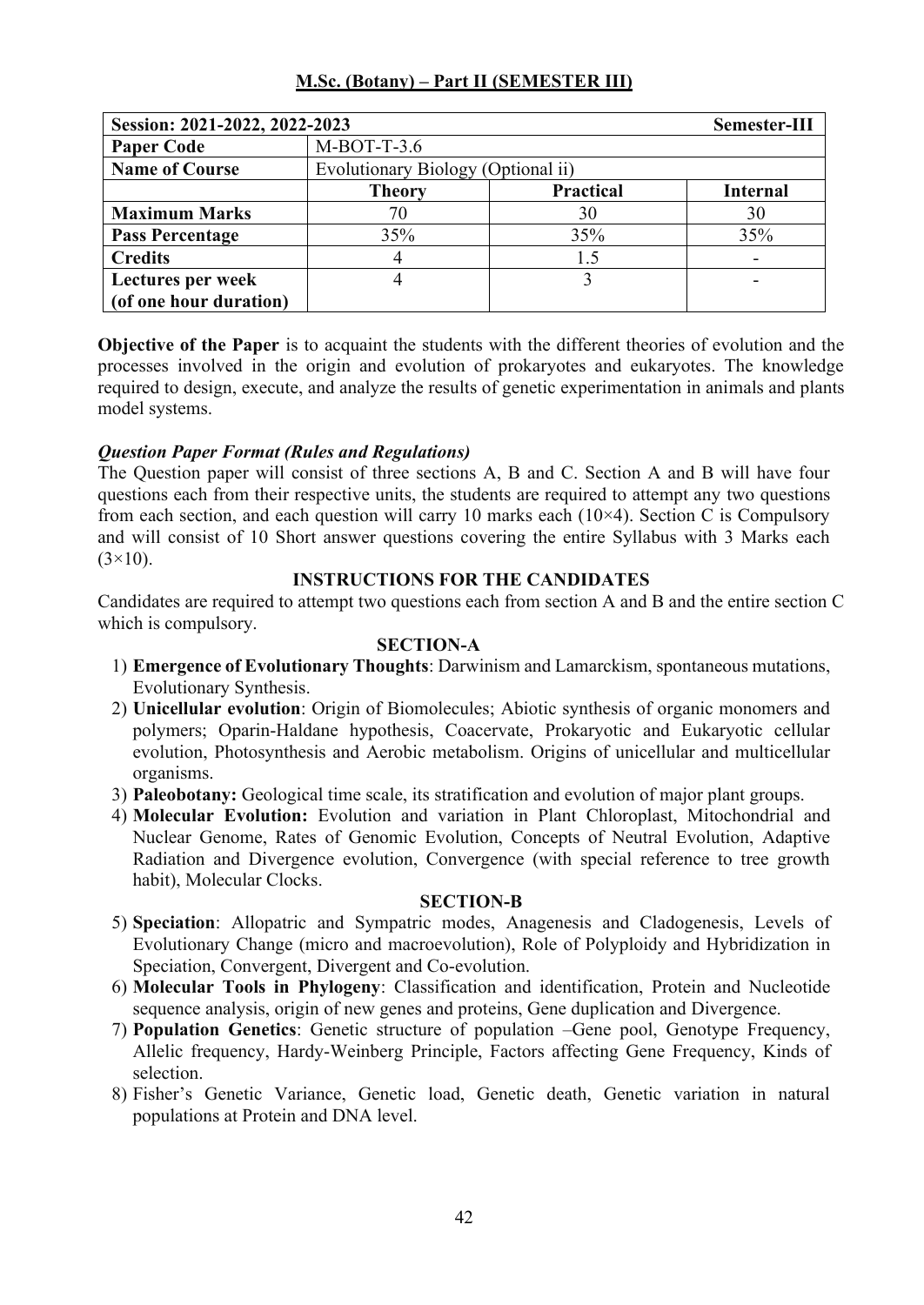## M.Sc. (Botany) – Part II (SEMESTER III)

| Session: 2021-2022, 2022-2023 | | | Semester-III |
|---|---|---|---|
| **Paper Code** | M-BOT-T-3.6 | | |
| **Name of Course** | Evolutionary Biology (Optional ii) | | |
| | **Theory** | **Practical** | **Internal** |
| **Maximum Marks** | 70 | 30 | 30 |
| **Pass Percentage** | 35% | 35% | 35% |
| **Credits** | 4 | 1.5 | - |
| **Lectures per week (of one hour duration)** | 4 | 3 | - |

**Objective of the Paper** is to acquaint the students with the different theories of evolution and the processes involved in the origin and evolution of prokaryotes and eukaryotes. The knowledge required to design, execute, and analyze the results of genetic experimentation in animals and plants model systems.

***Question Paper Format (Rules and Regulations)***

The Question paper will consist of three sections A, B and C. Section A and B will have four questions each from their respective units, the students are required to attempt any two questions from each section, and each question will carry 10 marks each (10×4). Section C is Compulsory and will consist of 10 Short answer questions covering the entire Syllabus with 3 Marks each (3×10).

### INSTRUCTIONS FOR THE CANDIDATES

Candidates are required to attempt two questions each from section A and B and the entire section C which is compulsory.

### SECTION-A

1) **Emergence of Evolutionary Thoughts**: Darwinism and Lamarckism, spontaneous mutations, Evolutionary Synthesis.
2) **Unicellular evolution**: Origin of Biomolecules; Abiotic synthesis of organic monomers and polymers; Oparin-Haldane hypothesis, Coacervate, Prokaryotic and Eukaryotic cellular evolution, Photosynthesis and Aerobic metabolism. Origins of unicellular and multicellular organisms.
3) **Paleobotany:** Geological time scale, its stratification and evolution of major plant groups.
4) **Molecular Evolution:** Evolution and variation in Plant Chloroplast, Mitochondrial and Nuclear Genome, Rates of Genomic Evolution, Concepts of Neutral Evolution, Adaptive Radiation and Divergence evolution, Convergence (with special reference to tree growth habit), Molecular Clocks.

### SECTION-B

5) **Speciation**: Allopatric and Sympatric modes, Anagenesis and Cladogenesis, Levels of Evolutionary Change (micro and macroevolution), Role of Polyploidy and Hybridization in Speciation, Convergent, Divergent and Co-evolution.
6) **Molecular Tools in Phylogeny**: Classification and identification, Protein and Nucleotide sequence analysis, origin of new genes and proteins, Gene duplication and Divergence.
7) **Population Genetics**: Genetic structure of population –Gene pool, Genotype Frequency, Allelic frequency, Hardy-Weinberg Principle, Factors affecting Gene Frequency, Kinds of selection.
8) Fisher's Genetic Variance, Genetic load, Genetic death, Genetic variation in natural populations at Protein and DNA level.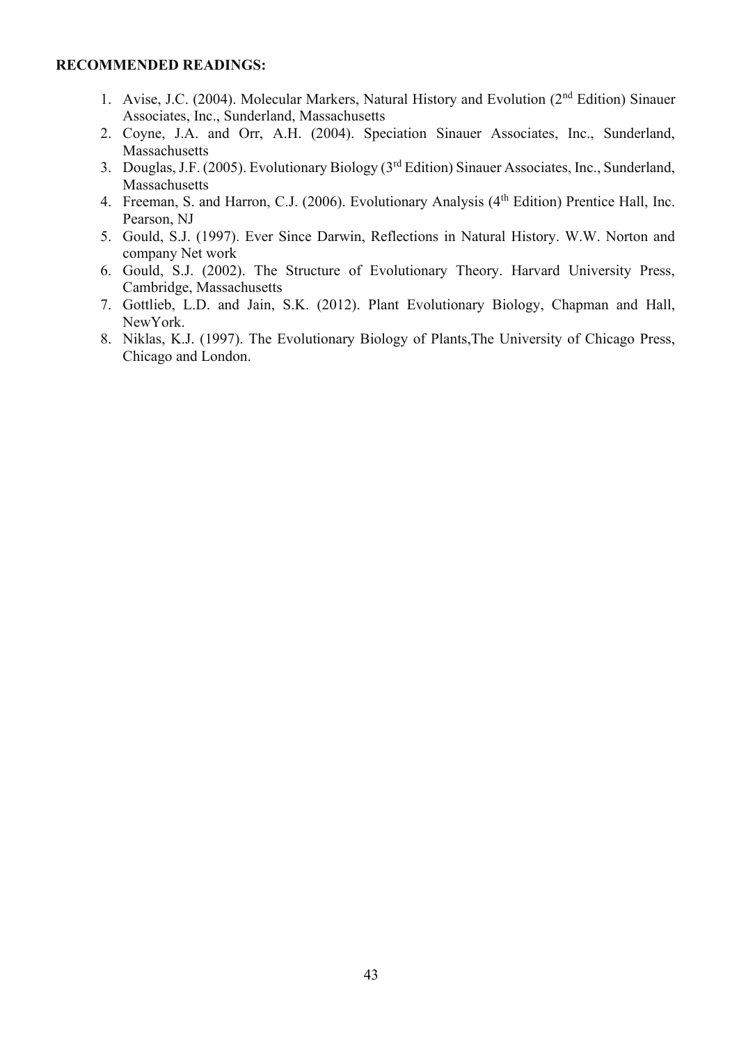**RECOMMENDED READINGS:**

1. Avise, J.C. (2004). Molecular Markers, Natural History and Evolution (2nd Edition) Sinauer Associates, Inc., Sunderland, Massachusetts
2. Coyne, J.A. and Orr, A.H. (2004). Speciation Sinauer Associates, Inc., Sunderland, Massachusetts
3. Douglas, J.F. (2005). Evolutionary Biology (3rd Edition) Sinauer Associates, Inc., Sunderland, Massachusetts
4. Freeman, S. and Harron, C.J. (2006). Evolutionary Analysis (4th Edition) Prentice Hall, Inc. Pearson, NJ
5. Gould, S.J. (1997). Ever Since Darwin, Reflections in Natural History. W.W. Norton and company Net work
6. Gould, S.J. (2002). The Structure of Evolutionary Theory. Harvard University Press, Cambridge, Massachusetts
7. Gottlieb, L.D. and Jain, S.K. (2012). Plant Evolutionary Biology, Chapman and Hall, NewYork.
8. Niklas, K.J. (1997). The Evolutionary Biology of Plants,The University of Chicago Press, Chicago and London.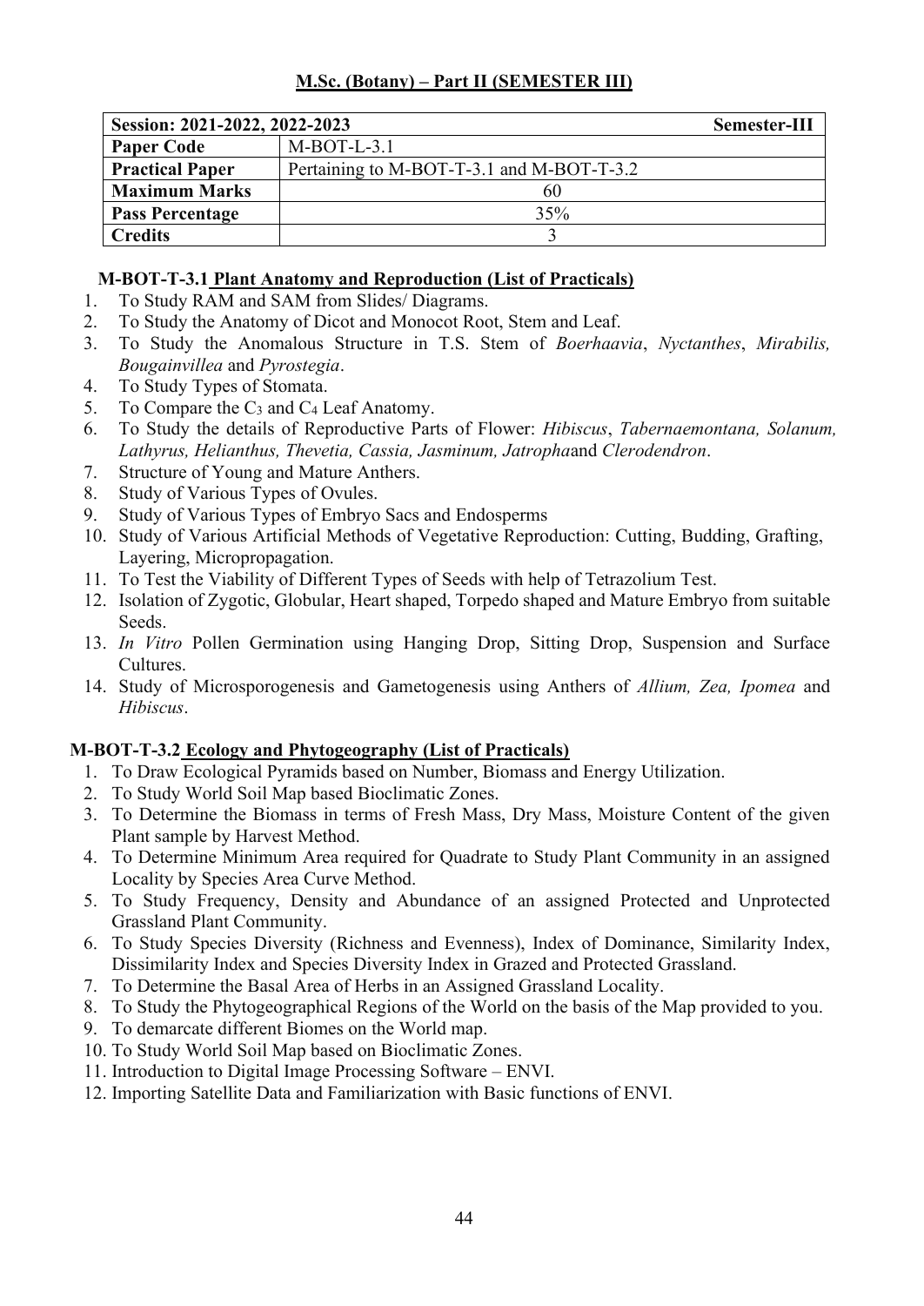## M.Sc. (Botany) – Part II (SEMESTER III)

| Session: 2021-2022, 2022-2023 | Semester-III |
|---|---|
| **Paper Code** | M-BOT-L-3.1 |
| **Practical Paper** | Pertaining to M-BOT-T-3.1 and M-BOT-T-3.2 |
| **Maximum Marks** | 60 |
| **Pass Percentage** | 35% |
| **Credits** | 3 |

### M-BOT-T-3.1 Plant Anatomy and Reproduction (List of Practicals)

1. To Study RAM and SAM from Slides/ Diagrams.
2. To Study the Anatomy of Dicot and Monocot Root, Stem and Leaf.
3. To Study the Anomalous Structure in T.S. Stem of *Boerhaavia*, *Nyctanthes*, *Mirabilis, Bougainvillea* and *Pyrostegia*.
4. To Study Types of Stomata.
5. To Compare the $C_3$ and $C_4$ Leaf Anatomy.
6. To Study the details of Reproductive Parts of Flower: *Hibiscus*, *Tabernaemontana, Solanum, Lathyrus, Helianthus, Thevetia, Cassia, Jasminum, Jatropha*and *Clerodendron*.
7. Structure of Young and Mature Anthers.
8. Study of Various Types of Ovules.
9. Study of Various Types of Embryo Sacs and Endosperms
10. Study of Various Artificial Methods of Vegetative Reproduction: Cutting, Budding, Grafting, Layering, Micropropagation.
11. To Test the Viability of Different Types of Seeds with help of Tetrazolium Test.
12. Isolation of Zygotic, Globular, Heart shaped, Torpedo shaped and Mature Embryo from suitable Seeds.
13. *In Vitro* Pollen Germination using Hanging Drop, Sitting Drop, Suspension and Surface Cultures.
14. Study of Microsporogenesis and Gametogenesis using Anthers of *Allium, Zea, Ipomea* and *Hibiscus*.

### M-BOT-T-3.2 Ecology and Phytogeography (List of Practicals)

1. To Draw Ecological Pyramids based on Number, Biomass and Energy Utilization.
2. To Study World Soil Map based Bioclimatic Zones.
3. To Determine the Biomass in terms of Fresh Mass, Dry Mass, Moisture Content of the given Plant sample by Harvest Method.
4. To Determine Minimum Area required for Quadrate to Study Plant Community in an assigned Locality by Species Area Curve Method.
5. To Study Frequency, Density and Abundance of an assigned Protected and Unprotected Grassland Plant Community.
6. To Study Species Diversity (Richness and Evenness), Index of Dominance, Similarity Index, Dissimilarity Index and Species Diversity Index in Grazed and Protected Grassland.
7. To Determine the Basal Area of Herbs in an Assigned Grassland Locality.
8. To Study the Phytogeographical Regions of the World on the basis of the Map provided to you.
9. To demarcate different Biomes on the World map.
10. To Study World Soil Map based on Bioclimatic Zones.
11. Introduction to Digital Image Processing Software – ENVI.
12. Importing Satellite Data and Familiarization with Basic functions of ENVI.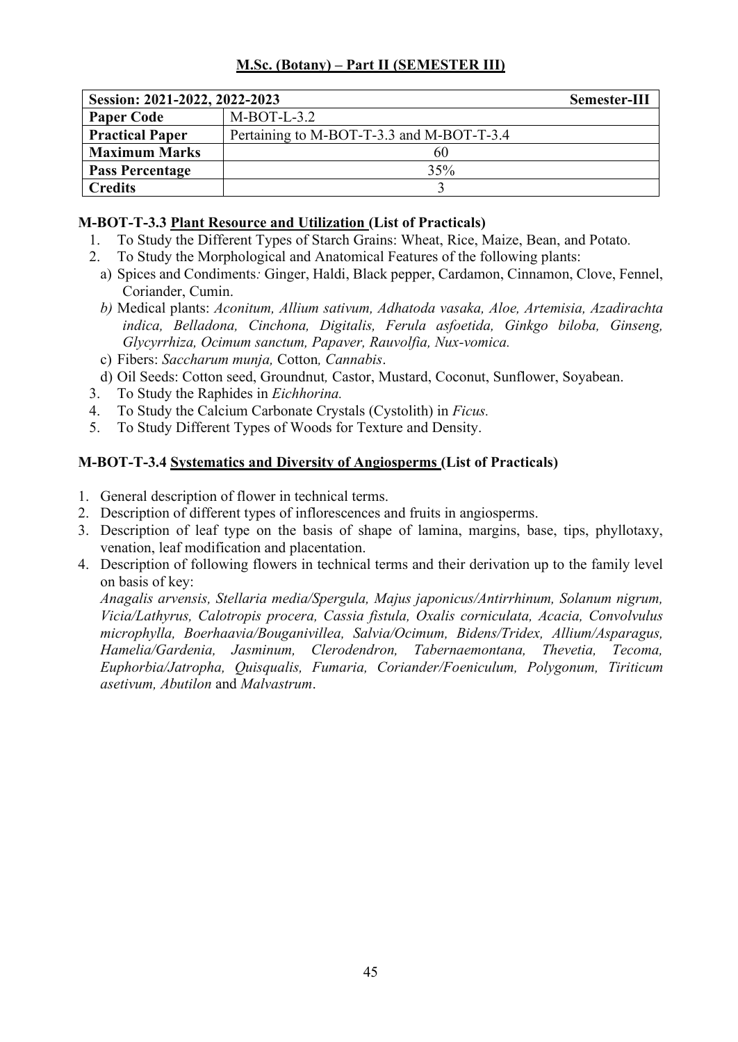## M.Sc. (Botany) – Part II (SEMESTER III)

| Session: 2021-2022, 2022-2023 | Semester-III |
|---|---|
| **Paper Code** | M-BOT-L-3.2 |
| **Practical Paper** | Pertaining to M-BOT-T-3.3 and M-BOT-T-3.4 |
| **Maximum Marks** | 60 |
| **Pass Percentage** | 35% |
| **Credits** | 3 |

### M-BOT-T-3.3 Plant Resource and Utilization (List of Practicals)

1. To Study the Different Types of Starch Grains: Wheat, Rice, Maize, Bean, and Potato.
2. To Study the Morphological and Anatomical Features of the following plants:
   a) Spices and Condiments: Ginger, Haldi, Black pepper, Cardamon, Cinnamon, Clove, Fennel, Coriander, Cumin.
   b) Medical plants: *Aconitum, Allium sativum, Adhatoda vasaka, Aloe, Artemisia, Azadirachta indica, Belladona, Cinchona, Digitalis, Ferula asfoetida, Ginkgo biloba, Ginseng, Glycyrrhiza, Ocimum sanctum, Papaver, Rauvolfia, Nux-vomica.*
   c) Fibers: *Saccharum munja,* Cotton*, Cannabis*.
   d) Oil Seeds: Cotton seed, Groundnut, Castor, Mustard, Coconut, Sunflower, Soyabean.
3. To Study the Raphides in *Eichhorina.*
4. To Study the Calcium Carbonate Crystals (Cystolith) in *Ficus.*
5. To Study Different Types of Woods for Texture and Density.

### M-BOT-T-3.4 Systematics and Diversity of Angiosperms (List of Practicals)

1. General description of flower in technical terms.
2. Description of different types of inflorescences and fruits in angiosperms.
3. Description of leaf type on the basis of shape of lamina, margins, base, tips, phyllotaxy, venation, leaf modification and placentation.
4. Description of following flowers in technical terms and their derivation up to the family level on basis of key:
   *Anagalis arvensis, Stellaria media/Spergula, Majus japonicus/Antirrhinum, Solanum nigrum, Vicia/Lathyrus, Calotropis procera, Cassia fistula, Oxalis corniculata, Acacia, Convolvulus microphylla, Boerhaavia/Bouganivillea, Salvia/Ocimum, Bidens/Tridex, Allium/Asparagus, Hamelia/Gardenia, Jasminum, Clerodendron, Tabernaemontana, Thevetia, Tecoma, Euphorbia/Jatropha, Quisqualis, Fumaria, Coriander/Foeniculum, Polygonum, Tiriticum asetivum, Abutilon* and *Malvastrum*.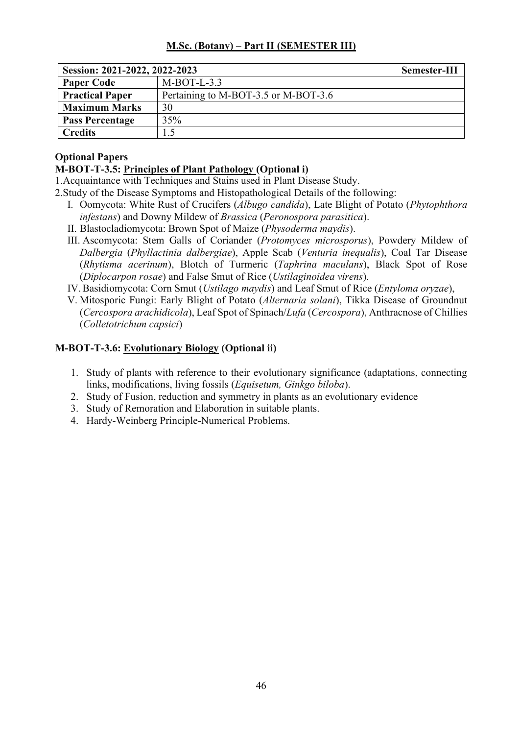## M.Sc. (Botany) – Part II (SEMESTER III)

| Session: 2021-2022, 2022-2023 | Semester-III |
|---|---|
| **Paper Code** | M-BOT-L-3.3 |
| **Practical Paper** | Pertaining to M-BOT-3.5 or M-BOT-3.6 |
| **Maximum Marks** | 30 |
| **Pass Percentage** | 35% |
| **Credits** | 1.5 |

**Optional Papers**

**M-BOT-T-3.5: Principles of Plant Pathology (Optional i)**

1. Acquaintance with Techniques and Stains used in Plant Disease Study.
2. Study of the Disease Symptoms and Histopathological Details of the following:
   - I. Oomycota: White Rust of Crucifers (*Albugo candida*), Late Blight of Potato (*Phytophthora infestans*) and Downy Mildew of *Brassica* (*Peronospora parasitica*).
   - II. Blastocladiomycota: Brown Spot of Maize (*Physoderma maydis*).
   - III. Ascomycota: Stem Galls of Coriander (*Protomyces microsporus*), Powdery Mildew of *Dalbergia* (*Phyllactinia dalbergiae*), Apple Scab (*Venturia inequalis*), Coal Tar Disease (*Rhytisma acerinum*), Blotch of Turmeric (*Taphrina maculans*), Black Spot of Rose (*Diplocarpon rosae*) and False Smut of Rice (*Ustilaginoidea virens*).
   - IV. Basidiomycota: Corn Smut (*Ustilago maydis*) and Leaf Smut of Rice (*Entyloma oryzae*),
   - V. Mitosporic Fungi: Early Blight of Potato (*Alternaria solani*), Tikka Disease of Groundnut (*Cercospora arachidicola*), Leaf Spot of Spinach/*Lufa* (*Cercospora*), Anthracnose of Chillies (*Colletotrichum capsici*)

**M-BOT-T-3.6: Evolutionary Biology (Optional ii)**

1. Study of plants with reference to their evolutionary significance (adaptations, connecting links, modifications, living fossils (*Equisetum, Ginkgo biloba*).
2. Study of Fusion, reduction and symmetry in plants as an evolutionary evidence
3. Study of Remoration and Elaboration in suitable plants.
4. Hardy-Weinberg Principle-Numerical Problems.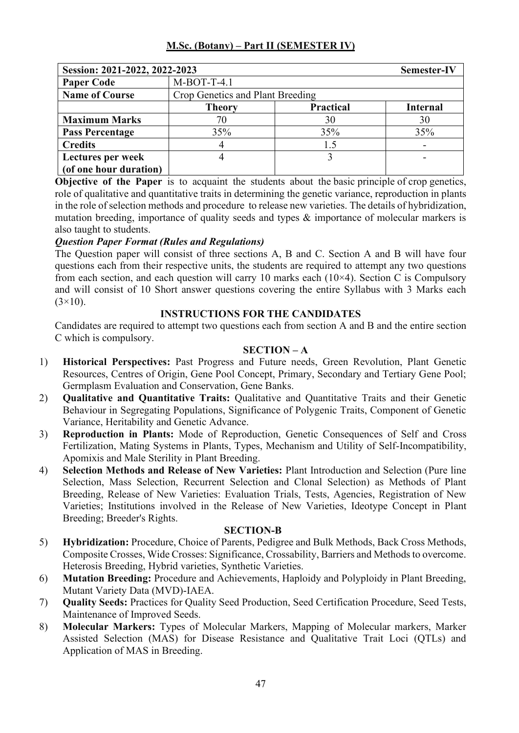## M.Sc. (Botany) – Part II (SEMESTER IV)

| Session: 2021-2022, 2022-2023 | | | Semester-IV |
|---|---|---|---|
| **Paper Code** | M-BOT-T-4.1 | | |
| **Name of Course** | Crop Genetics and Plant Breeding | | |
| | **Theory** | **Practical** | **Internal** |
| **Maximum Marks** | 70 | 30 | 30 |
| **Pass Percentage** | 35% | 35% | 35% |
| **Credits** | 4 | 1.5 | - |
| **Lectures per week (of one hour duration)** | 4 | 3 | - |

**Objective of the Paper** is to acquaint the students about the basic principle of crop genetics, role of qualitative and quantitative traits in determining the genetic variance, reproduction in plants in the role of selection methods and procedure to release new varieties. The details of hybridization, mutation breeding, importance of quality seeds and types & importance of molecular markers is also taught to students.

***Question Paper Format (Rules and Regulations)***

The Question paper will consist of three sections A, B and C. Section A and B will have four questions each from their respective units, the students are required to attempt any two questions from each section, and each question will carry 10 marks each (10×4). Section C is Compulsory and will consist of 10 Short answer questions covering the entire Syllabus with 3 Marks each (3×10).

### INSTRUCTIONS FOR THE CANDIDATES

Candidates are required to attempt two questions each from section A and B and the entire section C which is compulsory.

### SECTION – A

1) **Historical Perspectives:** Past Progress and Future needs, Green Revolution, Plant Genetic Resources, Centres of Origin, Gene Pool Concept, Primary, Secondary and Tertiary Gene Pool; Germplasm Evaluation and Conservation, Gene Banks.
2) **Qualitative and Quantitative Traits:** Qualitative and Quantitative Traits and their Genetic Behaviour in Segregating Populations, Significance of Polygenic Traits, Component of Genetic Variance, Heritability and Genetic Advance.
3) **Reproduction in Plants:** Mode of Reproduction, Genetic Consequences of Self and Cross Fertilization, Mating Systems in Plants, Types, Mechanism and Utility of Self-Incompatibility, Apomixis and Male Sterility in Plant Breeding.
4) **Selection Methods and Release of New Varieties:** Plant Introduction and Selection (Pure line Selection, Mass Selection, Recurrent Selection and Clonal Selection) as Methods of Plant Breeding, Release of New Varieties: Evaluation Trials, Tests, Agencies, Registration of New Varieties; Institutions involved in the Release of New Varieties, Ideotype Concept in Plant Breeding; Breeder's Rights.

### SECTION-B

5) **Hybridization:** Procedure, Choice of Parents, Pedigree and Bulk Methods, Back Cross Methods, Composite Crosses, Wide Crosses: Significance, Crossability, Barriers and Methods to overcome. Heterosis Breeding, Hybrid varieties, Synthetic Varieties.
6) **Mutation Breeding:** Procedure and Achievements, Haploidy and Polyploidy in Plant Breeding, Mutant Variety Data (MVD)-IAEA.
7) **Quality Seeds:** Practices for Quality Seed Production, Seed Certification Procedure, Seed Tests, Maintenance of Improved Seeds.
8) **Molecular Markers:** Types of Molecular Markers, Mapping of Molecular markers, Marker Assisted Selection (MAS) for Disease Resistance and Qualitative Trait Loci (QTLs) and Application of MAS in Breeding.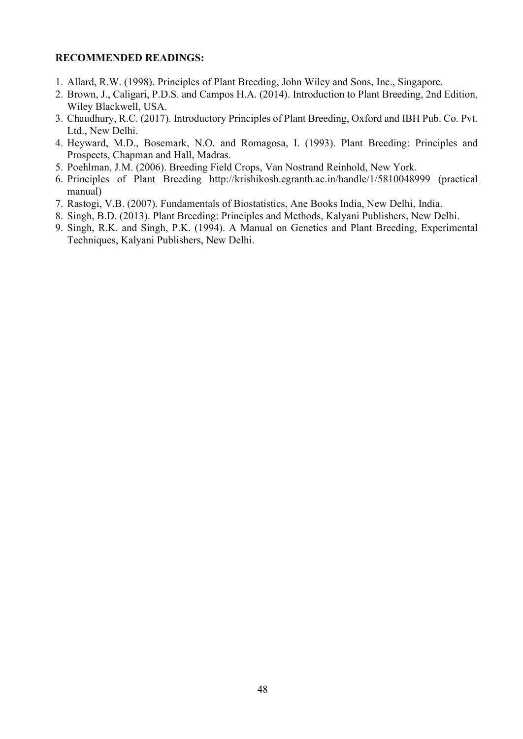**RECOMMENDED READINGS:**

1. Allard, R.W. (1998). Principles of Plant Breeding, John Wiley and Sons, Inc., Singapore.
2. Brown, J., Caligari, P.D.S. and Campos H.A. (2014). Introduction to Plant Breeding, 2nd Edition, Wiley Blackwell, USA.
3. Chaudhury, R.C. (2017). Introductory Principles of Plant Breeding, Oxford and IBH Pub. Co. Pvt. Ltd., New Delhi.
4. Heyward, M.D., Bosemark, N.O. and Romagosa, I. (1993). Plant Breeding: Principles and Prospects, Chapman and Hall, Madras.
5. Poehlman, J.M. (2006). Breeding Field Crops, Van Nostrand Reinhold, New York.
6. Principles of Plant Breeding http://krishikosh.egranth.ac.in/handle/1/5810048999 (practical manual)
7. Rastogi, V.B. (2007). Fundamentals of Biostatistics, Ane Books India, New Delhi, India.
8. Singh, B.D. (2013). Plant Breeding: Principles and Methods, Kalyani Publishers, New Delhi.
9. Singh, R.K. and Singh, P.K. (1994). A Manual on Genetics and Plant Breeding, Experimental Techniques, Kalyani Publishers, New Delhi.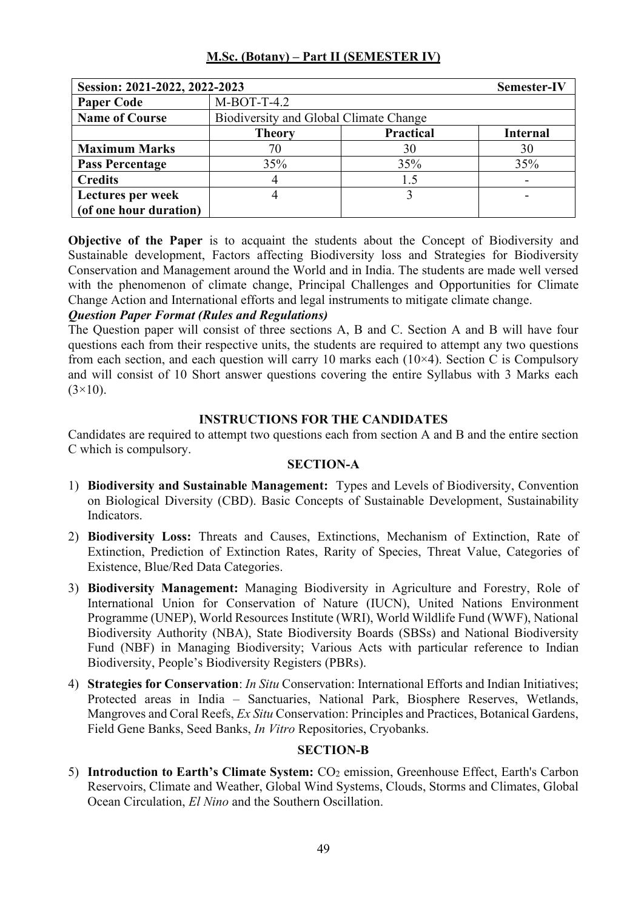## M.Sc. (Botany) – Part II (SEMESTER IV)

| Session: 2021-2022, 2022-2023 | | | Semester-IV |
|---|---|---|---|
| **Paper Code** | M-BOT-T-4.2 | | |
| **Name of Course** | Biodiversity and Global Climate Change | | |
| | **Theory** | **Practical** | **Internal** |
| **Maximum Marks** | 70 | 30 | 30 |
| **Pass Percentage** | 35% | 35% | 35% |
| **Credits** | 4 | 1.5 | - |
| **Lectures per week (of one hour duration)** | 4 | 3 | - |

**Objective of the Paper** is to acquaint the students about the Concept of Biodiversity and Sustainable development, Factors affecting Biodiversity loss and Strategies for Biodiversity Conservation and Management around the World and in India. The students are made well versed with the phenomenon of climate change, Principal Challenges and Opportunities for Climate Change Action and International efforts and legal instruments to mitigate climate change.

***Question Paper Format (Rules and Regulations)***

The Question paper will consist of three sections A, B and C. Section A and B will have four questions each from their respective units, the students are required to attempt any two questions from each section, and each question will carry 10 marks each (10×4). Section C is Compulsory and will consist of 10 Short answer questions covering the entire Syllabus with 3 Marks each (3×10).

### INSTRUCTIONS FOR THE CANDIDATES

Candidates are required to attempt two questions each from section A and B and the entire section C which is compulsory.

### SECTION-A

1) **Biodiversity and Sustainable Management:** Types and Levels of Biodiversity, Convention on Biological Diversity (CBD). Basic Concepts of Sustainable Development, Sustainability Indicators.
2) **Biodiversity Loss:** Threats and Causes, Extinctions, Mechanism of Extinction, Rate of Extinction, Prediction of Extinction Rates, Rarity of Species, Threat Value, Categories of Existence, Blue/Red Data Categories.
3) **Biodiversity Management:** Managing Biodiversity in Agriculture and Forestry, Role of International Union for Conservation of Nature (IUCN), United Nations Environment Programme (UNEP), World Resources Institute (WRI), World Wildlife Fund (WWF), National Biodiversity Authority (NBA), State Biodiversity Boards (SBSs) and National Biodiversity Fund (NBF) in Managing Biodiversity; Various Acts with particular reference to Indian Biodiversity, People's Biodiversity Registers (PBRs).
4) **Strategies for Conservation**: *In Situ* Conservation: International Efforts and Indian Initiatives; Protected areas in India – Sanctuaries, National Park, Biosphere Reserves, Wetlands, Mangroves and Coral Reefs, *Ex Situ* Conservation: Principles and Practices, Botanical Gardens, Field Gene Banks, Seed Banks, *In Vitro* Repositories, Cryobanks.

### SECTION-B

5) **Introduction to Earth's Climate System:** $CO_2$ emission, Greenhouse Effect, Earth's Carbon Reservoirs, Climate and Weather, Global Wind Systems, Clouds, Storms and Climates, Global Ocean Circulation, *El Nino* and the Southern Oscillation.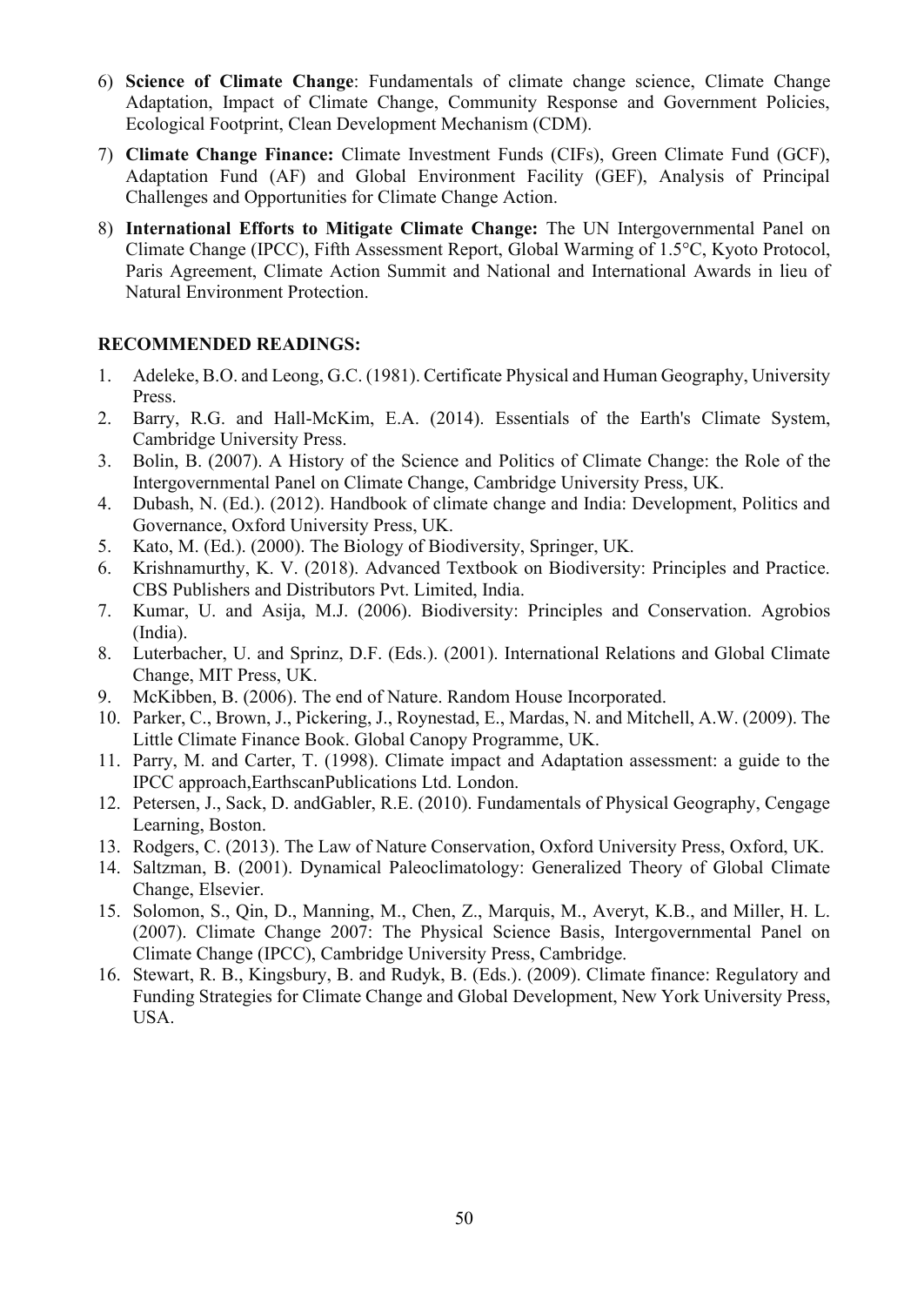6) **Science of Climate Change**: Fundamentals of climate change science, Climate Change Adaptation, Impact of Climate Change, Community Response and Government Policies, Ecological Footprint, Clean Development Mechanism (CDM).

7) **Climate Change Finance:** Climate Investment Funds (CIFs), Green Climate Fund (GCF), Adaptation Fund (AF) and Global Environment Facility (GEF), Analysis of Principal Challenges and Opportunities for Climate Change Action.

8) **International Efforts to Mitigate Climate Change:** The UN Intergovernmental Panel on Climate Change (IPCC), Fifth Assessment Report, Global Warming of 1.5°C, Kyoto Protocol, Paris Agreement, Climate Action Summit and National and International Awards in lieu of Natural Environment Protection.

**RECOMMENDED READINGS:**

1. Adeleke, B.O. and Leong, G.C. (1981). Certificate Physical and Human Geography, University Press.
2. Barry, R.G. and Hall-McKim, E.A. (2014). Essentials of the Earth's Climate System, Cambridge University Press.
3. Bolin, B. (2007). A History of the Science and Politics of Climate Change: the Role of the Intergovernmental Panel on Climate Change, Cambridge University Press, UK.
4. Dubash, N. (Ed.). (2012). Handbook of climate change and India: Development, Politics and Governance, Oxford University Press, UK.
5. Kato, M. (Ed.). (2000). The Biology of Biodiversity, Springer, UK.
6. Krishnamurthy, K. V. (2018). Advanced Textbook on Biodiversity: Principles and Practice. CBS Publishers and Distributors Pvt. Limited, India.
7. Kumar, U. and Asija, M.J. (2006). Biodiversity: Principles and Conservation. Agrobios (India).
8. Luterbacher, U. and Sprinz, D.F. (Eds.). (2001). International Relations and Global Climate Change, MIT Press, UK.
9. McKibben, B. (2006). The end of Nature. Random House Incorporated.
10. Parker, C., Brown, J., Pickering, J., Roynestad, E., Mardas, N. and Mitchell, A.W. (2009). The Little Climate Finance Book. Global Canopy Programme, UK.
11. Parry, M. and Carter, T. (1998). Climate impact and Adaptation assessment: a guide to the IPCC approach,EarthscanPublications Ltd. London.
12. Petersen, J., Sack, D. andGabler, R.E. (2010). Fundamentals of Physical Geography, Cengage Learning, Boston.
13. Rodgers, C. (2013). The Law of Nature Conservation, Oxford University Press, Oxford, UK.
14. Saltzman, B. (2001). Dynamical Paleoclimatology: Generalized Theory of Global Climate Change, Elsevier.
15. Solomon, S., Qin, D., Manning, M., Chen, Z., Marquis, M., Averyt, K.B., and Miller, H. L. (2007). Climate Change 2007: The Physical Science Basis, Intergovernmental Panel on Climate Change (IPCC), Cambridge University Press, Cambridge.
16. Stewart, R. B., Kingsbury, B. and Rudyk, B. (Eds.). (2009). Climate finance: Regulatory and Funding Strategies for Climate Change and Global Development, New York University Press, USA.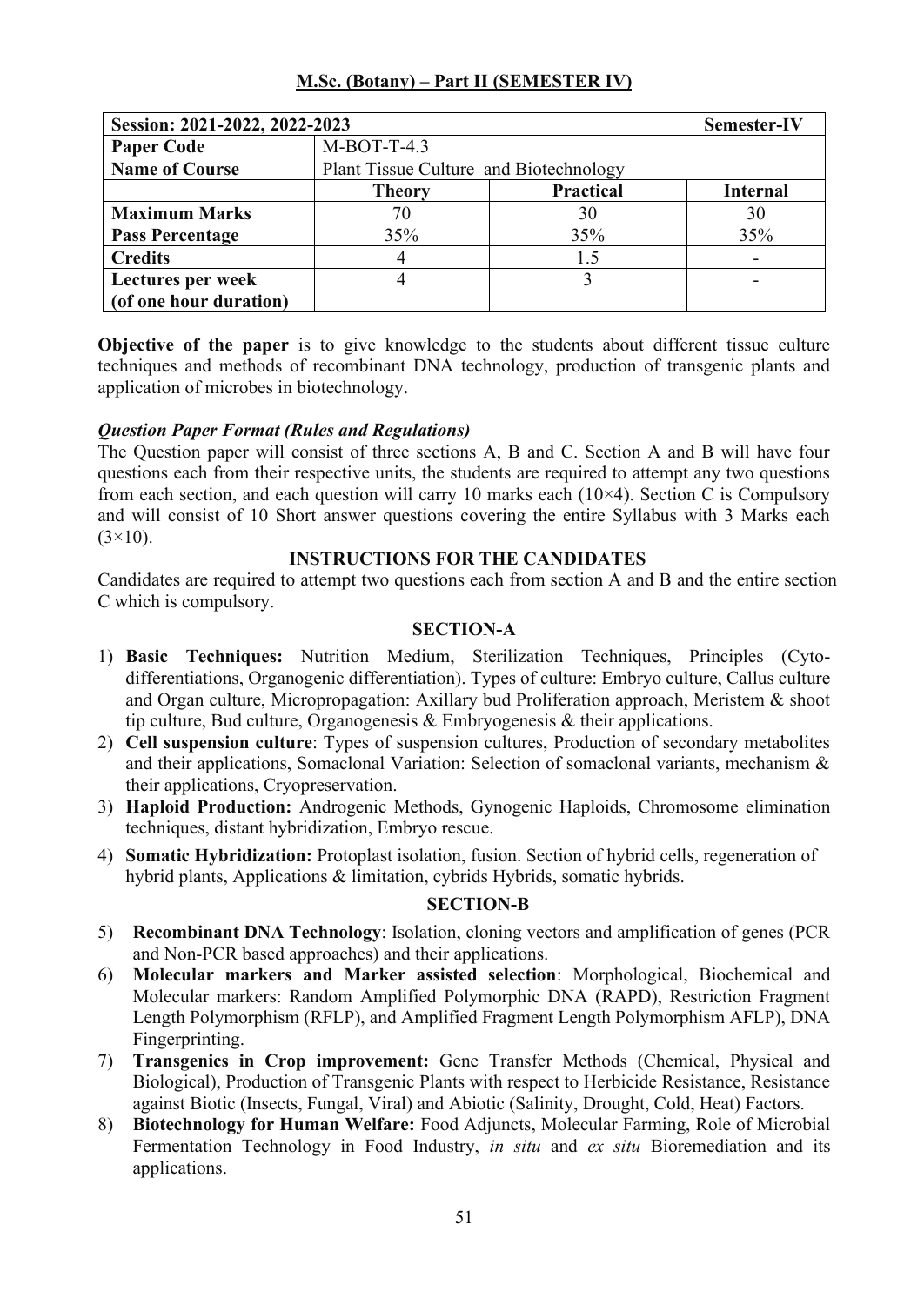## M.Sc. (Botany) – Part II (SEMESTER IV)

| Session: 2021-2022, 2022-2023 | | | Semester-IV |
|---|---|---|---|
| **Paper Code** | M-BOT-T-4.3 | | |
| **Name of Course** | Plant Tissue Culture and Biotechnology | | |
| | **Theory** | **Practical** | **Internal** |
| **Maximum Marks** | 70 | 30 | 30 |
| **Pass Percentage** | 35% | 35% | 35% |
| **Credits** | 4 | 1.5 | - |
| **Lectures per week (of one hour duration)** | 4 | 3 | - |

**Objective of the paper** is to give knowledge to the students about different tissue culture techniques and methods of recombinant DNA technology, production of transgenic plants and application of microbes in biotechnology.

***Question Paper Format (Rules and Regulations)***

The Question paper will consist of three sections A, B and C. Section A and B will have four questions each from their respective units, the students are required to attempt any two questions from each section, and each question will carry 10 marks each (10×4). Section C is Compulsory and will consist of 10 Short answer questions covering the entire Syllabus with 3 Marks each (3×10).

### INSTRUCTIONS FOR THE CANDIDATES

Candidates are required to attempt two questions each from section A and B and the entire section C which is compulsory.

### SECTION-A

1) **Basic Techniques:** Nutrition Medium, Sterilization Techniques, Principles (Cyto-differentiations, Organogenic differentiation). Types of culture: Embryo culture, Callus culture and Organ culture, Micropropagation: Axillary bud Proliferation approach, Meristem & shoot tip culture, Bud culture, Organogenesis & Embryogenesis & their applications.
2) **Cell suspension culture**: Types of suspension cultures, Production of secondary metabolites and their applications, Somaclonal Variation: Selection of somaclonal variants, mechanism & their applications, Cryopreservation.
3) **Haploid Production:** Androgenic Methods, Gynogenic Haploids, Chromosome elimination techniques, distant hybridization, Embryo rescue.
4) **Somatic Hybridization:** Protoplast isolation, fusion. Section of hybrid cells, regeneration of hybrid plants, Applications & limitation, cybrids Hybrids, somatic hybrids.

### SECTION-B

5) **Recombinant DNA Technology**: Isolation, cloning vectors and amplification of genes (PCR and Non-PCR based approaches) and their applications.
6) **Molecular markers and Marker assisted selection**: Morphological, Biochemical and Molecular markers: Random Amplified Polymorphic DNA (RAPD), Restriction Fragment Length Polymorphism (RFLP), and Amplified Fragment Length Polymorphism AFLP), DNA Fingerprinting.
7) **Transgenics in Crop improvement:** Gene Transfer Methods (Chemical, Physical and Biological), Production of Transgenic Plants with respect to Herbicide Resistance, Resistance against Biotic (Insects, Fungal, Viral) and Abiotic (Salinity, Drought, Cold, Heat) Factors.
8) **Biotechnology for Human Welfare:** Food Adjuncts, Molecular Farming, Role of Microbial Fermentation Technology in Food Industry, *in situ* and *ex situ* Bioremediation and its applications.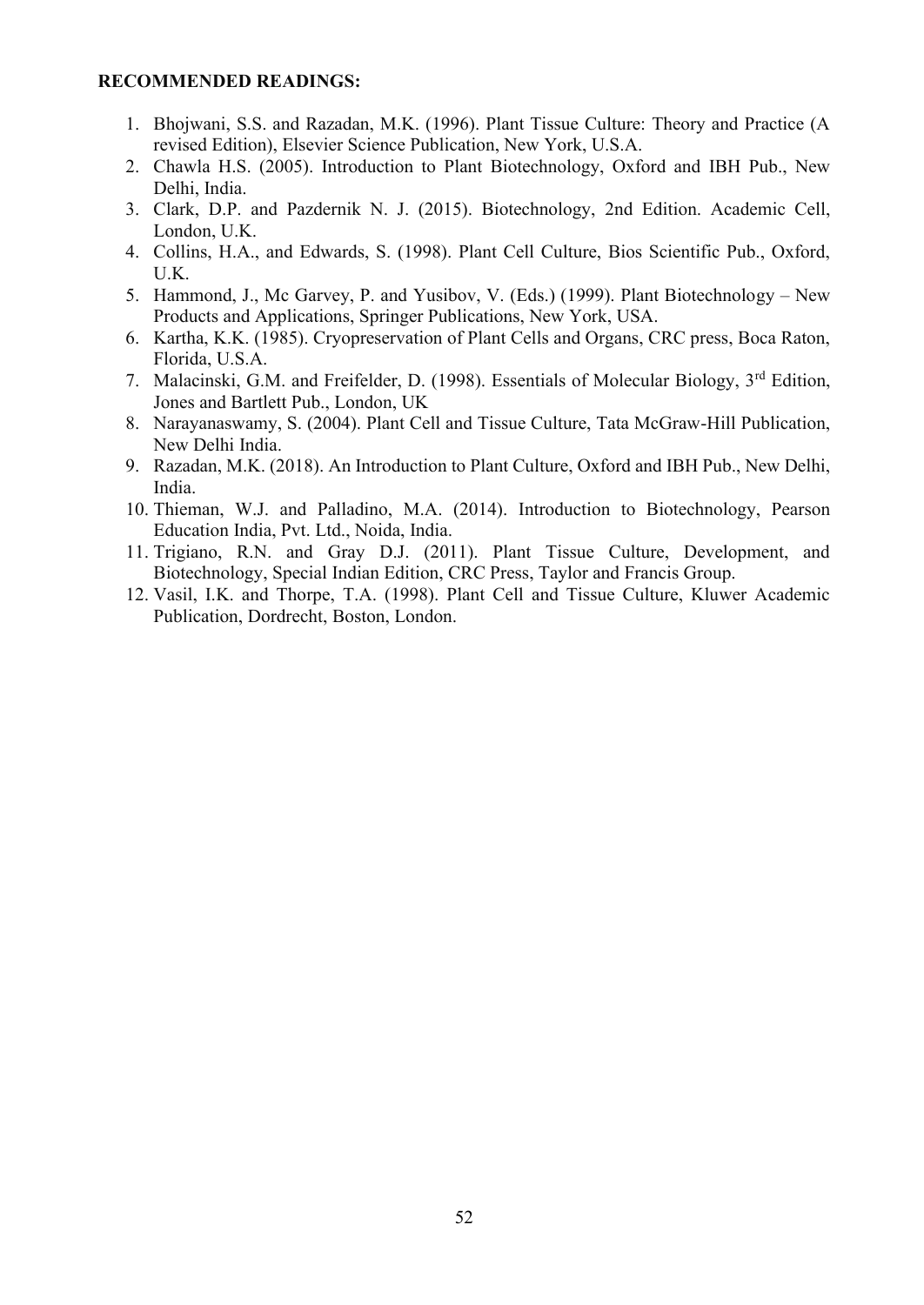**RECOMMENDED READINGS:**

1. Bhojwani, S.S. and Razadan, M.K. (1996). Plant Tissue Culture: Theory and Practice (A revised Edition), Elsevier Science Publication, New York, U.S.A.
2. Chawla H.S. (2005). Introduction to Plant Biotechnology, Oxford and IBH Pub., New Delhi, India.
3. Clark, D.P. and Pazdernik N. J. (2015). Biotechnology, 2nd Edition. Academic Cell, London, U.K.
4. Collins, H.A., and Edwards, S. (1998). Plant Cell Culture, Bios Scientific Pub., Oxford, U.K.
5. Hammond, J., Mc Garvey, P. and Yusibov, V. (Eds.) (1999). Plant Biotechnology – New Products and Applications, Springer Publications, New York, USA.
6. Kartha, K.K. (1985). Cryopreservation of Plant Cells and Organs, CRC press, Boca Raton, Florida, U.S.A.
7. Malacinski, G.M. and Freifelder, D. (1998). Essentials of Molecular Biology, 3rd Edition, Jones and Bartlett Pub., London, UK
8. Narayanaswamy, S. (2004). Plant Cell and Tissue Culture, Tata McGraw-Hill Publication, New Delhi India.
9. Razadan, M.K. (2018). An Introduction to Plant Culture, Oxford and IBH Pub., New Delhi, India.
10. Thieman, W.J. and Palladino, M.A. (2014). Introduction to Biotechnology, Pearson Education India, Pvt. Ltd., Noida, India.
11. Trigiano, R.N. and Gray D.J. (2011). Plant Tissue Culture, Development, and Biotechnology, Special Indian Edition, CRC Press, Taylor and Francis Group.
12. Vasil, I.K. and Thorpe, T.A. (1998). Plant Cell and Tissue Culture, Kluwer Academic Publication, Dordrecht, Boston, London.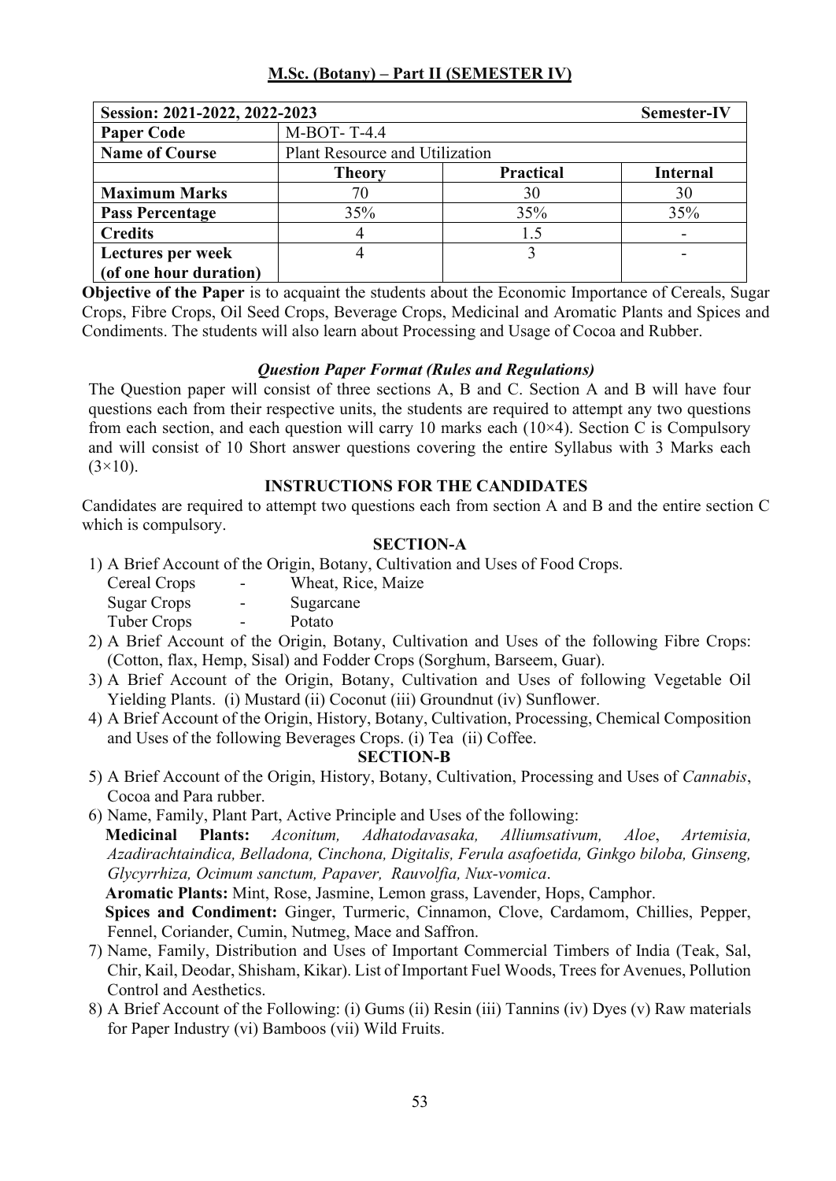## M.Sc. (Botany) – Part II (SEMESTER IV)

| Session: 2021-2022, 2022-2023 | | | Semester-IV |
|---|---|---|---|
| **Paper Code** | M-BOT- T-4.4 | | |
| **Name of Course** | Plant Resource and Utilization | | |
| | **Theory** | **Practical** | **Internal** |
| **Maximum Marks** | 70 | 30 | 30 |
| **Pass Percentage** | 35% | 35% | 35% |
| **Credits** | 4 | 1.5 | - |
| **Lectures per week (of one hour duration)** | 4 | 3 | - |

**Objective of the Paper** is to acquaint the students about the Economic Importance of Cereals, Sugar Crops, Fibre Crops, Oil Seed Crops, Beverage Crops, Medicinal and Aromatic Plants and Spices and Condiments. The students will also learn about Processing and Usage of Cocoa and Rubber.

### *Question Paper Format (Rules and Regulations)*

The Question paper will consist of three sections A, B and C. Section A and B will have four questions each from their respective units, the students are required to attempt any two questions from each section, and each question will carry 10 marks each (10×4). Section C is Compulsory and will consist of 10 Short answer questions covering the entire Syllabus with 3 Marks each (3×10).

### INSTRUCTIONS FOR THE CANDIDATES

Candidates are required to attempt two questions each from section A and B and the entire section C which is compulsory.

### SECTION-A

1) A Brief Account of the Origin, Botany, Cultivation and Uses of Food Crops.
   Cereal Crops - Wheat, Rice, Maize
   Sugar Crops - Sugarcane
   Tuber Crops - Potato
2) A Brief Account of the Origin, Botany, Cultivation and Uses of the following Fibre Crops: (Cotton, flax, Hemp, Sisal) and Fodder Crops (Sorghum, Barseem, Guar).
3) A Brief Account of the Origin, Botany, Cultivation and Uses of following Vegetable Oil Yielding Plants. (i) Mustard (ii) Coconut (iii) Groundnut (iv) Sunflower.
4) A Brief Account of the Origin, History, Botany, Cultivation, Processing, Chemical Composition and Uses of the following Beverages Crops. (i) Tea (ii) Coffee.

### SECTION-B

5) A Brief Account of the Origin, History, Botany, Cultivation, Processing and Uses of *Cannabis*, Cocoa and Para rubber.
6) Name, Family, Plant Part, Active Principle and Uses of the following:
   **Medicinal Plants:** *Aconitum, Adhatodavasaka, Alliumsativum, Aloe*, *Artemisia, Azadirachtaindica, Belladona, Cinchona, Digitalis, Ferula asafoetida, Ginkgo biloba, Ginseng, Glycyrrhiza, Ocimum sanctum, Papaver, Rauvolfia, Nux-vomica*.
   **Aromatic Plants:** Mint, Rose, Jasmine, Lemon grass, Lavender, Hops, Camphor.
   **Spices and Condiment:** Ginger, Turmeric, Cinnamon, Clove, Cardamom, Chillies, Pepper, Fennel, Coriander, Cumin, Nutmeg, Mace and Saffron.
7) Name, Family, Distribution and Uses of Important Commercial Timbers of India (Teak, Sal, Chir, Kail, Deodar, Shisham, Kikar). List of Important Fuel Woods, Trees for Avenues, Pollution Control and Aesthetics.
8) A Brief Account of the Following: (i) Gums (ii) Resin (iii) Tannins (iv) Dyes (v) Raw materials for Paper Industry (vi) Bamboos (vii) Wild Fruits.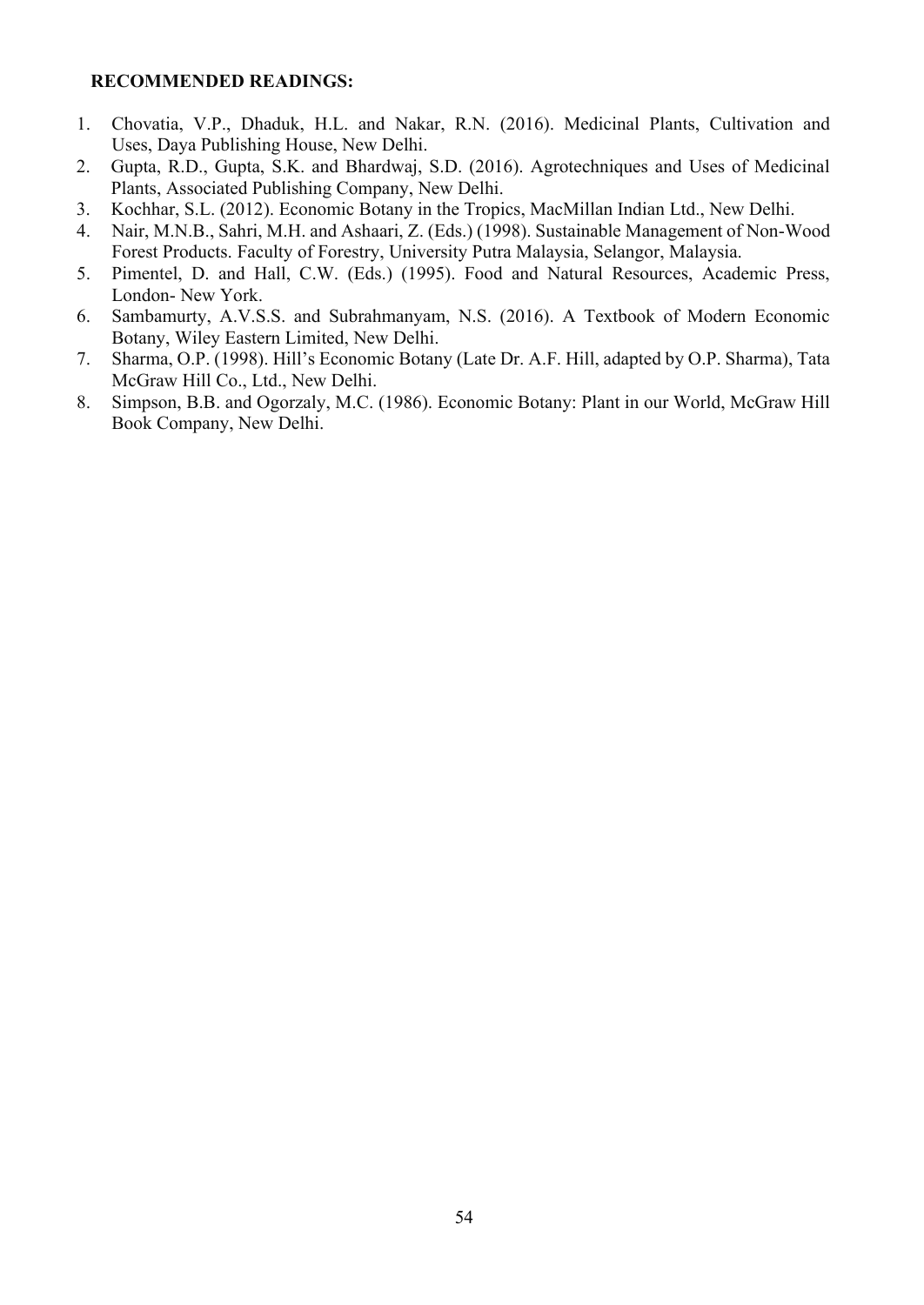**RECOMMENDED READINGS:**

1. Chovatia, V.P., Dhaduk, H.L. and Nakar, R.N. (2016). Medicinal Plants, Cultivation and Uses, Daya Publishing House, New Delhi.
2. Gupta, R.D., Gupta, S.K. and Bhardwaj, S.D. (2016). Agrotechniques and Uses of Medicinal Plants, Associated Publishing Company, New Delhi.
3. Kochhar, S.L. (2012). Economic Botany in the Tropics, MacMillan Indian Ltd., New Delhi.
4. Nair, M.N.B., Sahri, M.H. and Ashaari, Z. (Eds.) (1998). Sustainable Management of Non-Wood Forest Products. Faculty of Forestry, University Putra Malaysia, Selangor, Malaysia.
5. Pimentel, D. and Hall, C.W. (Eds.) (1995). Food and Natural Resources, Academic Press, London- New York.
6. Sambamurty, A.V.S.S. and Subrahmanyam, N.S. (2016). A Textbook of Modern Economic Botany, Wiley Eastern Limited, New Delhi.
7. Sharma, O.P. (1998). Hill's Economic Botany (Late Dr. A.F. Hill, adapted by O.P. Sharma), Tata McGraw Hill Co., Ltd., New Delhi.
8. Simpson, B.B. and Ogorzaly, M.C. (1986). Economic Botany: Plant in our World, McGraw Hill Book Company, New Delhi.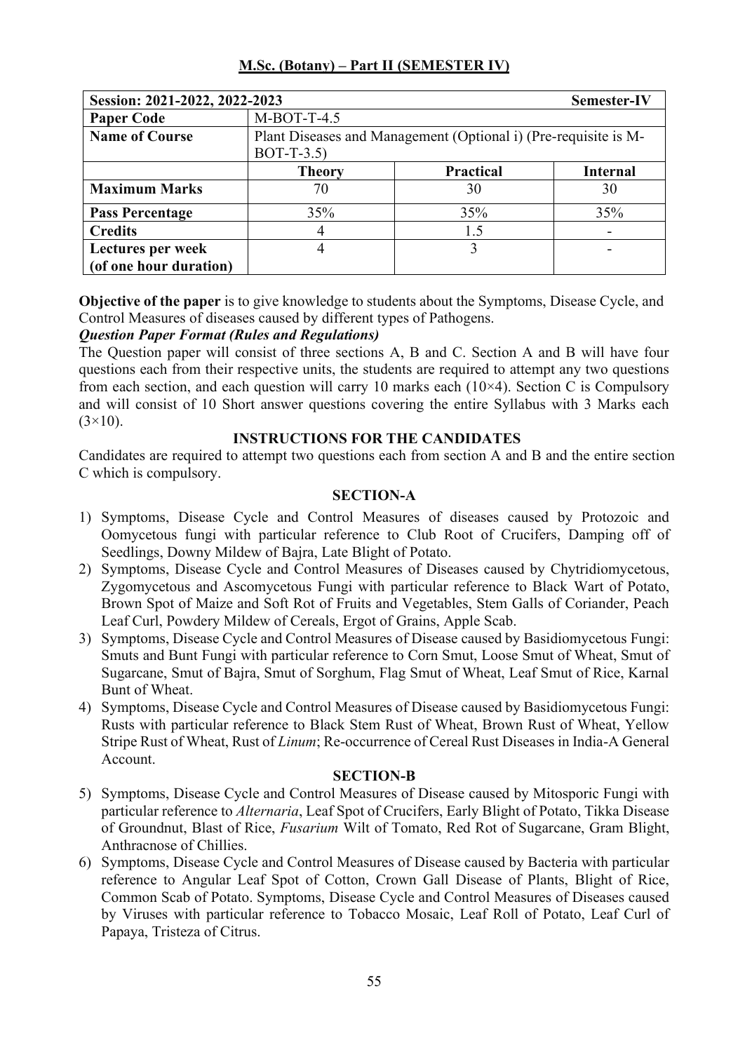## M.Sc. (Botany) – Part II (SEMESTER IV)

| Session: 2021-2022, 2022-2023 | | | Semester-IV |
|---|---|---|---|
| **Paper Code** | M-BOT-T-4.5 | | |
| **Name of Course** | Plant Diseases and Management (Optional i) (Pre-requisite is M-BOT-T-3.5) | | |
| | **Theory** | **Practical** | **Internal** |
| **Maximum Marks** | 70 | 30 | 30 |
| **Pass Percentage** | 35% | 35% | 35% |
| **Credits** | 4 | 1.5 | - |
| **Lectures per week (of one hour duration)** | 4 | 3 | - |

**Objective of the paper** is to give knowledge to students about the Symptoms, Disease Cycle, and Control Measures of diseases caused by different types of Pathogens.

***Question Paper Format (Rules and Regulations)***

The Question paper will consist of three sections A, B and C. Section A and B will have four questions each from their respective units, the students are required to attempt any two questions from each section, and each question will carry 10 marks each (10×4). Section C is Compulsory and will consist of 10 Short answer questions covering the entire Syllabus with 3 Marks each (3×10).

### INSTRUCTIONS FOR THE CANDIDATES

Candidates are required to attempt two questions each from section A and B and the entire section C which is compulsory.

### SECTION-A

1) Symptoms, Disease Cycle and Control Measures of diseases caused by Protozoic and Oomycetous fungi with particular reference to Club Root of Crucifers, Damping off of Seedlings, Downy Mildew of Bajra, Late Blight of Potato.
2) Symptoms, Disease Cycle and Control Measures of Diseases caused by Chytridiomycetous, Zygomycetous and Ascomycetous Fungi with particular reference to Black Wart of Potato, Brown Spot of Maize and Soft Rot of Fruits and Vegetables, Stem Galls of Coriander, Peach Leaf Curl, Powdery Mildew of Cereals, Ergot of Grains, Apple Scab.
3) Symptoms, Disease Cycle and Control Measures of Disease caused by Basidiomycetous Fungi: Smuts and Bunt Fungi with particular reference to Corn Smut, Loose Smut of Wheat, Smut of Sugarcane, Smut of Bajra, Smut of Sorghum, Flag Smut of Wheat, Leaf Smut of Rice, Karnal Bunt of Wheat.
4) Symptoms, Disease Cycle and Control Measures of Disease caused by Basidiomycetous Fungi: Rusts with particular reference to Black Stem Rust of Wheat, Brown Rust of Wheat, Yellow Stripe Rust of Wheat, Rust of *Linum*; Re-occurrence of Cereal Rust Diseases in India-A General Account.

### SECTION-B

5) Symptoms, Disease Cycle and Control Measures of Disease caused by Mitosporic Fungi with particular reference to *Alternaria*, Leaf Spot of Crucifers, Early Blight of Potato, Tikka Disease of Groundnut, Blast of Rice, *Fusarium* Wilt of Tomato, Red Rot of Sugarcane, Gram Blight, Anthracnose of Chillies.
6) Symptoms, Disease Cycle and Control Measures of Disease caused by Bacteria with particular reference to Angular Leaf Spot of Cotton, Crown Gall Disease of Plants, Blight of Rice, Common Scab of Potato. Symptoms, Disease Cycle and Control Measures of Diseases caused by Viruses with particular reference to Tobacco Mosaic, Leaf Roll of Potato, Leaf Curl of Papaya, Tristeza of Citrus.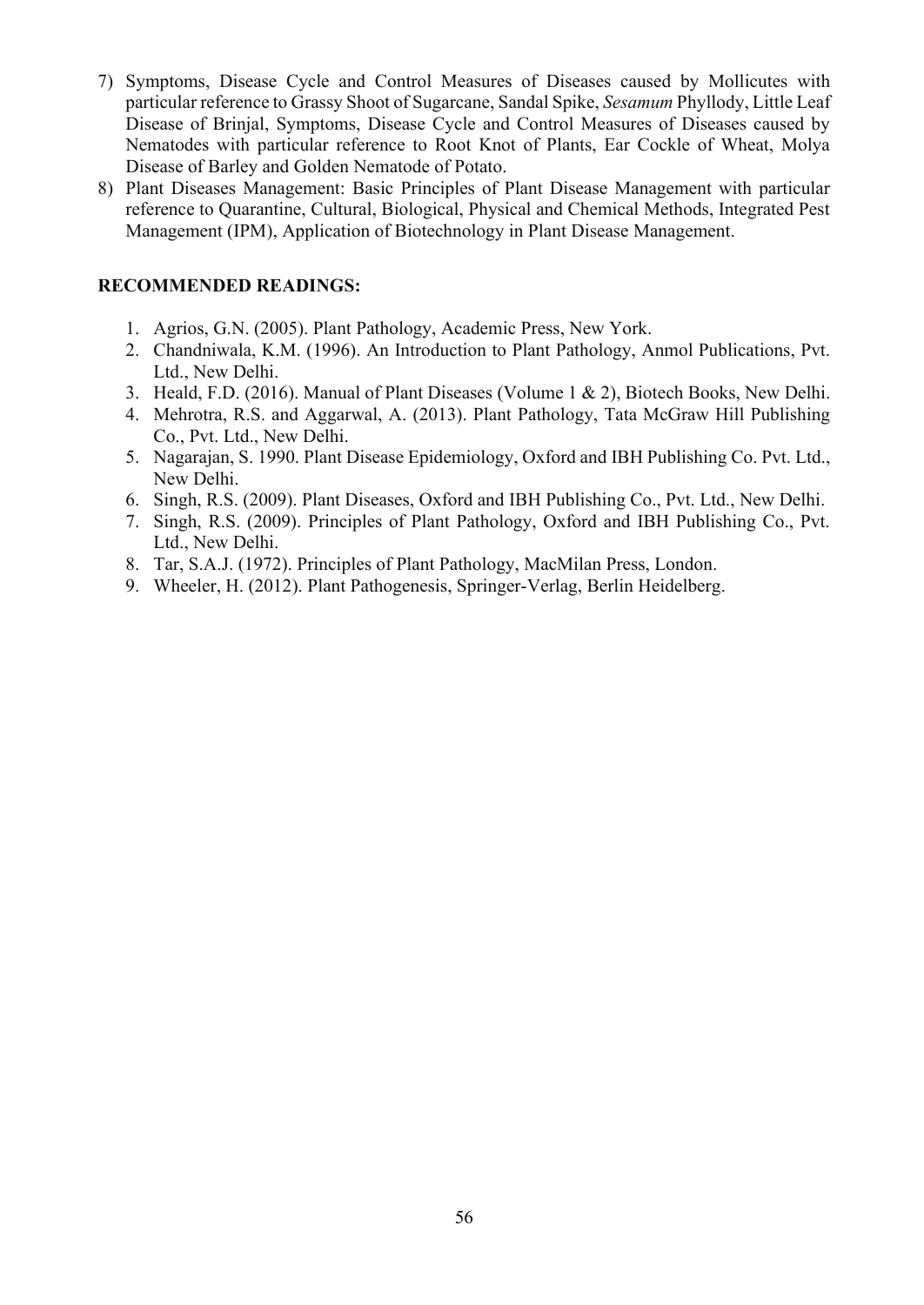7) Symptoms, Disease Cycle and Control Measures of Diseases caused by Mollicutes with particular reference to Grassy Shoot of Sugarcane, Sandal Spike, *Sesamum* Phyllody, Little Leaf Disease of Brinjal, Symptoms, Disease Cycle and Control Measures of Diseases caused by Nematodes with particular reference to Root Knot of Plants, Ear Cockle of Wheat, Molya Disease of Barley and Golden Nematode of Potato.
8) Plant Diseases Management: Basic Principles of Plant Disease Management with particular reference to Quarantine, Cultural, Biological, Physical and Chemical Methods, Integrated Pest Management (IPM), Application of Biotechnology in Plant Disease Management.

**RECOMMENDED READINGS:**

1. Agrios, G.N. (2005). Plant Pathology, Academic Press, New York.
2. Chandniwala, K.M. (1996). An Introduction to Plant Pathology, Anmol Publications, Pvt. Ltd., New Delhi.
3. Heald, F.D. (2016). Manual of Plant Diseases (Volume 1 & 2), Biotech Books, New Delhi.
4. Mehrotra, R.S. and Aggarwal, A. (2013). Plant Pathology, Tata McGraw Hill Publishing Co., Pvt. Ltd., New Delhi.
5. Nagarajan, S. 1990. Plant Disease Epidemiology, Oxford and IBH Publishing Co. Pvt. Ltd., New Delhi.
6. Singh, R.S. (2009). Plant Diseases, Oxford and IBH Publishing Co., Pvt. Ltd., New Delhi.
7. Singh, R.S. (2009). Principles of Plant Pathology, Oxford and IBH Publishing Co., Pvt. Ltd., New Delhi.
8. Tar, S.A.J. (1972). Principles of Plant Pathology, MacMilan Press, London.
9. Wheeler, H. (2012). Plant Pathogenesis, Springer-Verlag, Berlin Heidelberg.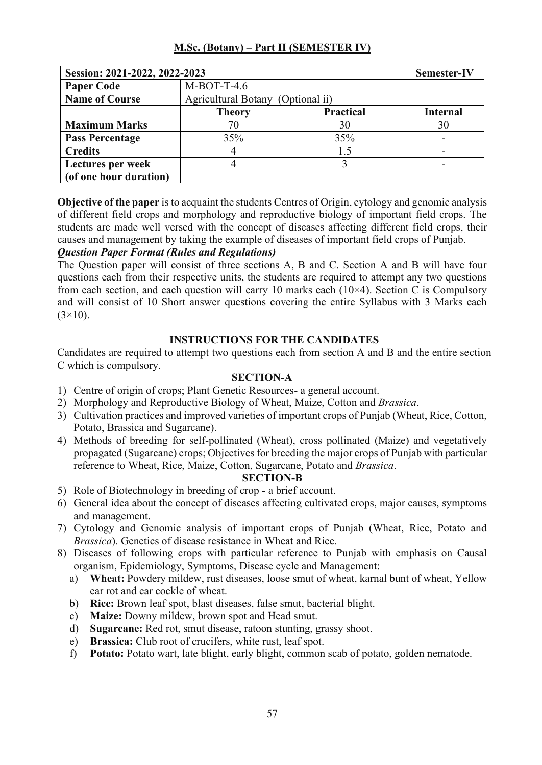## M.Sc. (Botany) – Part II (SEMESTER IV)

| Session: 2021-2022, 2022-2023 | | | Semester-IV |
|---|---|---|---|
| **Paper Code** | M-BOT-T-4.6 | | |
| **Name of Course** | Agricultural Botany (Optional ii) | | |
| | **Theory** | **Practical** | **Internal** |
| **Maximum Marks** | 70 | 30 | 30 |
| **Pass Percentage** | 35% | 35% | - |
| **Credits** | 4 | 1.5 | - |
| **Lectures per week (of one hour duration)** | 4 | 3 | - |

**Objective of the paper** is to acquaint the students Centres of Origin, cytology and genomic analysis of different field crops and morphology and reproductive biology of important field crops. The students are made well versed with the concept of diseases affecting different field crops, their causes and management by taking the example of diseases of important field crops of Punjab.

***Question Paper Format (Rules and Regulations)***

The Question paper will consist of three sections A, B and C. Section A and B will have four questions each from their respective units, the students are required to attempt any two questions from each section, and each question will carry 10 marks each (10×4). Section C is Compulsory and will consist of 10 Short answer questions covering the entire Syllabus with 3 Marks each (3×10).

### INSTRUCTIONS FOR THE CANDIDATES

Candidates are required to attempt two questions each from section A and B and the entire section C which is compulsory.

### SECTION-A

1) Centre of origin of crops; Plant Genetic Resources- a general account.
2) Morphology and Reproductive Biology of Wheat, Maize, Cotton and *Brassica*.
3) Cultivation practices and improved varieties of important crops of Punjab (Wheat, Rice, Cotton, Potato, Brassica and Sugarcane).
4) Methods of breeding for self-pollinated (Wheat), cross pollinated (Maize) and vegetatively propagated (Sugarcane) crops; Objectives for breeding the major crops of Punjab with particular reference to Wheat, Rice, Maize, Cotton, Sugarcane, Potato and *Brassica*.

### SECTION-B

5) Role of Biotechnology in breeding of crop - a brief account.
6) General idea about the concept of diseases affecting cultivated crops, major causes, symptoms and management.
7) Cytology and Genomic analysis of important crops of Punjab (Wheat, Rice, Potato and *Brassica*). Genetics of disease resistance in Wheat and Rice.
8) Diseases of following crops with particular reference to Punjab with emphasis on Causal organism, Epidemiology, Symptoms, Disease cycle and Management:
   a) **Wheat:** Powdery mildew, rust diseases, loose smut of wheat, karnal bunt of wheat, Yellow ear rot and ear cockle of wheat.
   b) **Rice:** Brown leaf spot, blast diseases, false smut, bacterial blight.
   c) **Maize:** Downy mildew, brown spot and Head smut.
   d) **Sugarcane:** Red rot, smut disease, ratoon stunting, grassy shoot.
   e) **Brassica:** Club root of crucifers, white rust, leaf spot.
   f) **Potato:** Potato wart, late blight, early blight, common scab of potato, golden nematode.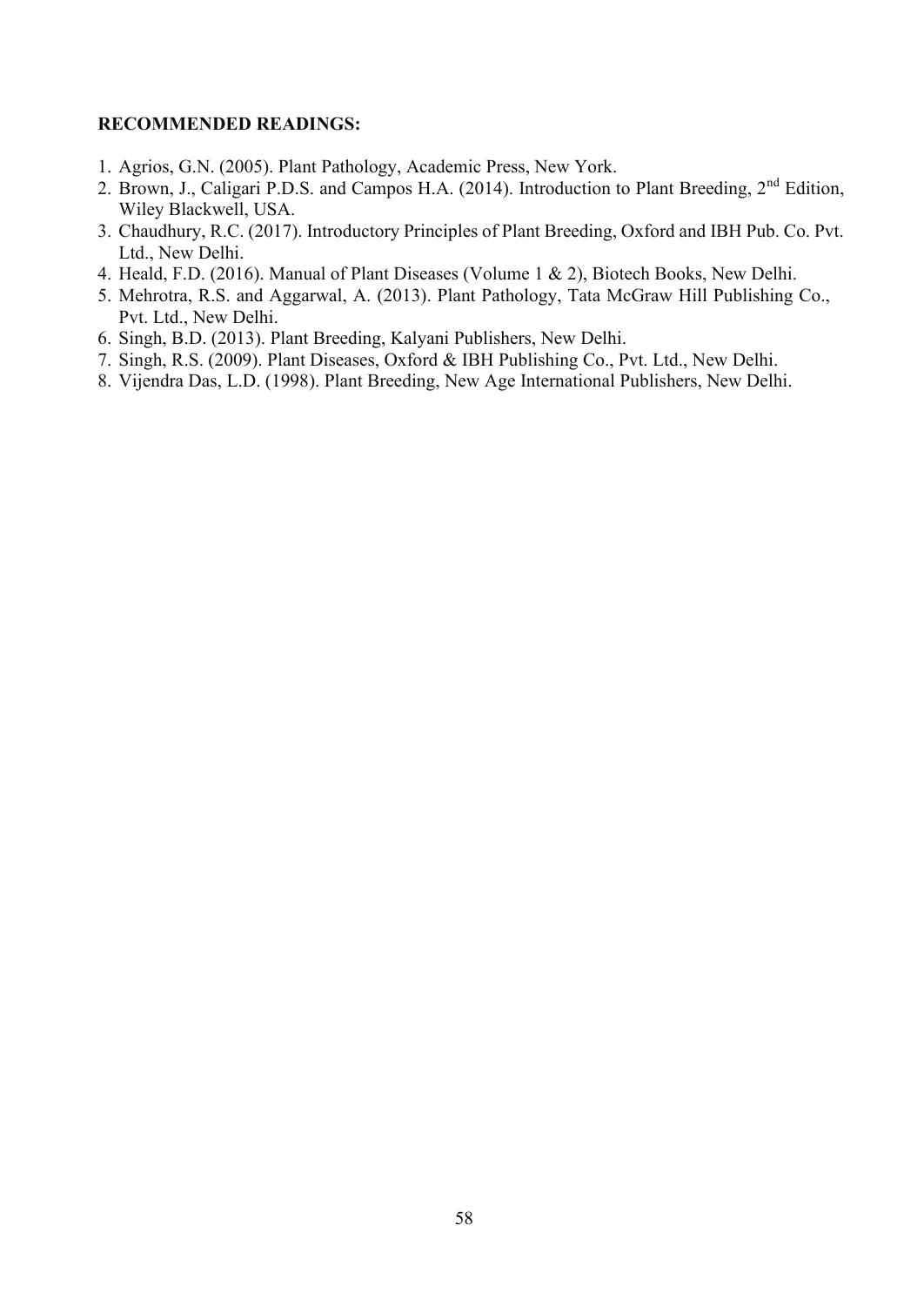**RECOMMENDED READINGS:**

1. Agrios, G.N. (2005). Plant Pathology, Academic Press, New York.
2. Brown, J., Caligari P.D.S. and Campos H.A. (2014). Introduction to Plant Breeding, 2nd Edition, Wiley Blackwell, USA.
3. Chaudhury, R.C. (2017). Introductory Principles of Plant Breeding, Oxford and IBH Pub. Co. Pvt. Ltd., New Delhi.
4. Heald, F.D. (2016). Manual of Plant Diseases (Volume 1 & 2), Biotech Books, New Delhi.
5. Mehrotra, R.S. and Aggarwal, A. (2013). Plant Pathology, Tata McGraw Hill Publishing Co., Pvt. Ltd., New Delhi.
6. Singh, B.D. (2013). Plant Breeding, Kalyani Publishers, New Delhi.
7. Singh, R.S. (2009). Plant Diseases, Oxford & IBH Publishing Co., Pvt. Ltd., New Delhi.
8. Vijendra Das, L.D. (1998). Plant Breeding, New Age International Publishers, New Delhi.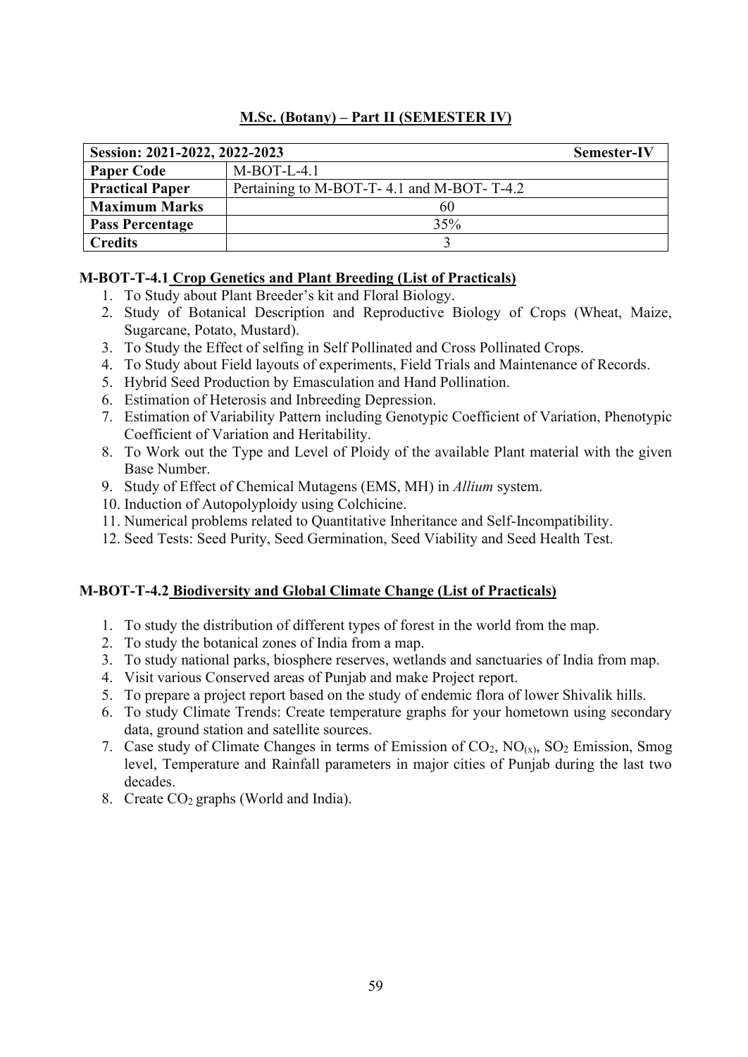## M.Sc. (Botany) – Part II (SEMESTER IV)

| Session: 2021-2022, 2022-2023 | Semester-IV |
|---|---|
| **Paper Code** | M-BOT-L-4.1 |
| **Practical Paper** | Pertaining to M-BOT-T- 4.1 and M-BOT- T-4.2 |
| **Maximum Marks** | 60 |
| **Pass Percentage** | 35% |
| **Credits** | 3 |

### M-BOT-T-4.1 Crop Genetics and Plant Breeding (List of Practicals)

1. To Study about Plant Breeder's kit and Floral Biology.
2. Study of Botanical Description and Reproductive Biology of Crops (Wheat, Maize, Sugarcane, Potato, Mustard).
3. To Study the Effect of selfing in Self Pollinated and Cross Pollinated Crops.
4. To Study about Field layouts of experiments, Field Trials and Maintenance of Records.
5. Hybrid Seed Production by Emasculation and Hand Pollination.
6. Estimation of Heterosis and Inbreeding Depression.
7. Estimation of Variability Pattern including Genotypic Coefficient of Variation, Phenotypic Coefficient of Variation and Heritability.
8. To Work out the Type and Level of Ploidy of the available Plant material with the given Base Number.
9. Study of Effect of Chemical Mutagens (EMS, MH) in *Allium* system.
10. Induction of Autopolyploidy using Colchicine.
11. Numerical problems related to Quantitative Inheritance and Self-Incompatibility.
12. Seed Tests: Seed Purity, Seed Germination, Seed Viability and Seed Health Test.

### M-BOT-T-4.2 Biodiversity and Global Climate Change (List of Practicals)

1. To study the distribution of different types of forest in the world from the map.
2. To study the botanical zones of India from a map.
3. To study national parks, biosphere reserves, wetlands and sanctuaries of India from map.
4. Visit various Conserved areas of Punjab and make Project report.
5. To prepare a project report based on the study of endemic flora of lower Shivalik hills.
6. To study Climate Trends: Create temperature graphs for your hometown using secondary data, ground station and satellite sources.
7. Case study of Climate Changes in terms of Emission of $CO_2$, $NO_{(x)}$, $SO_2$ Emission, Smog level, Temperature and Rainfall parameters in major cities of Punjab during the last two decades.
8. Create $CO_2$ graphs (World and India).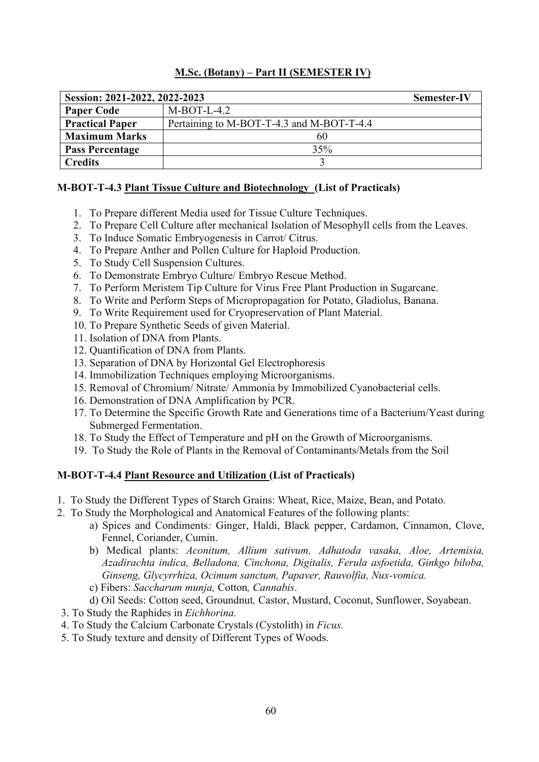**M.Sc. (Botany) – Part II (SEMESTER IV)**

| **Session: 2021-2022, 2022-2023** | **Semester-IV** |
|---|---|
| **Paper Code** | M-BOT-L-4.2 |
| **Practical Paper** | Pertaining to M-BOT-T-4.3 and M-BOT-T-4.4 |
| **Maximum Marks** | 60 |
| **Pass Percentage** | 35% |
| **Credits** | 3 |

**M-BOT-T-4.3 Plant Tissue Culture and Biotechnology (List of Practicals)**

1. To Prepare different Media used for Tissue Culture Techniques.
2. To Prepare Cell Culture after mechanical Isolation of Mesophyll cells from the Leaves.
3. To Induce Somatic Embryogenesis in Carrot/ Citrus.
4. To Prepare Anther and Pollen Culture for Haploid Production.
5. To Study Cell Suspension Cultures.
6. To Demonstrate Embryo Culture/ Embryo Rescue Method.
7. To Perform Meristem Tip Culture for Virus Free Plant Production in Sugarcane.
8. To Write and Perform Steps of Micropropagation for Potato, Gladiolus, Banana.
9. To Write Requirement used for Cryopreservation of Plant Material.
10. To Prepare Synthetic Seeds of given Material.
11. Isolation of DNA from Plants.
12. Quantification of DNA from Plants.
13. Separation of DNA by Horizontal Gel Electrophoresis
14. Immobilization Techniques employing Microorganisms.
15. Removal of Chromium/ Nitrate/ Ammonia by Immobilized Cyanobacterial cells.
16. Demonstration of DNA Amplification by PCR.
17. To Determine the Specific Growth Rate and Generations time of a Bacterium/Yeast during Submerged Fermentation.
18. To Study the Effect of Temperature and pH on the Growth of Microorganisms.
19. To Study the Role of Plants in the Removal of Contaminants/Metals from the Soil

**M-BOT-T-4.4 Plant Resource and Utilization (List of Practicals)**

1. To Study the Different Types of Starch Grains: Wheat, Rice, Maize, Bean, and Potato.
2. To Study the Morphological and Anatomical Features of the following plants:
   a) Spices and Condiments*:* Ginger, Haldi, Black pepper, Cardamon, Cinnamon, Clove, Fennel, Coriander, Cumin.
   b) Medical plants: *Aconitum, Allium sativum, Adhatoda vasaka, Aloe, Artemisia, Azadirachta indica, Belladona, Cinchona, Digitalis, Ferula asfoetida, Ginkgo biloba, Ginseng, Glycyrrhiza, Ocimum sanctum, Papaver, Rauvolfia, Nux-vomica.*
   c) Fibers: *Saccharum munja,* Cotton*, Cannabis*.
   d) Oil Seeds: Cotton seed, Groundnut*,* Castor, Mustard, Coconut, Sunflower, Soyabean.
3. To Study the Raphides in *Eichhorina.*
4. To Study the Calcium Carbonate Crystals (Cystolith) in *Ficus.*
5. To Study texture and density of Different Types of Woods.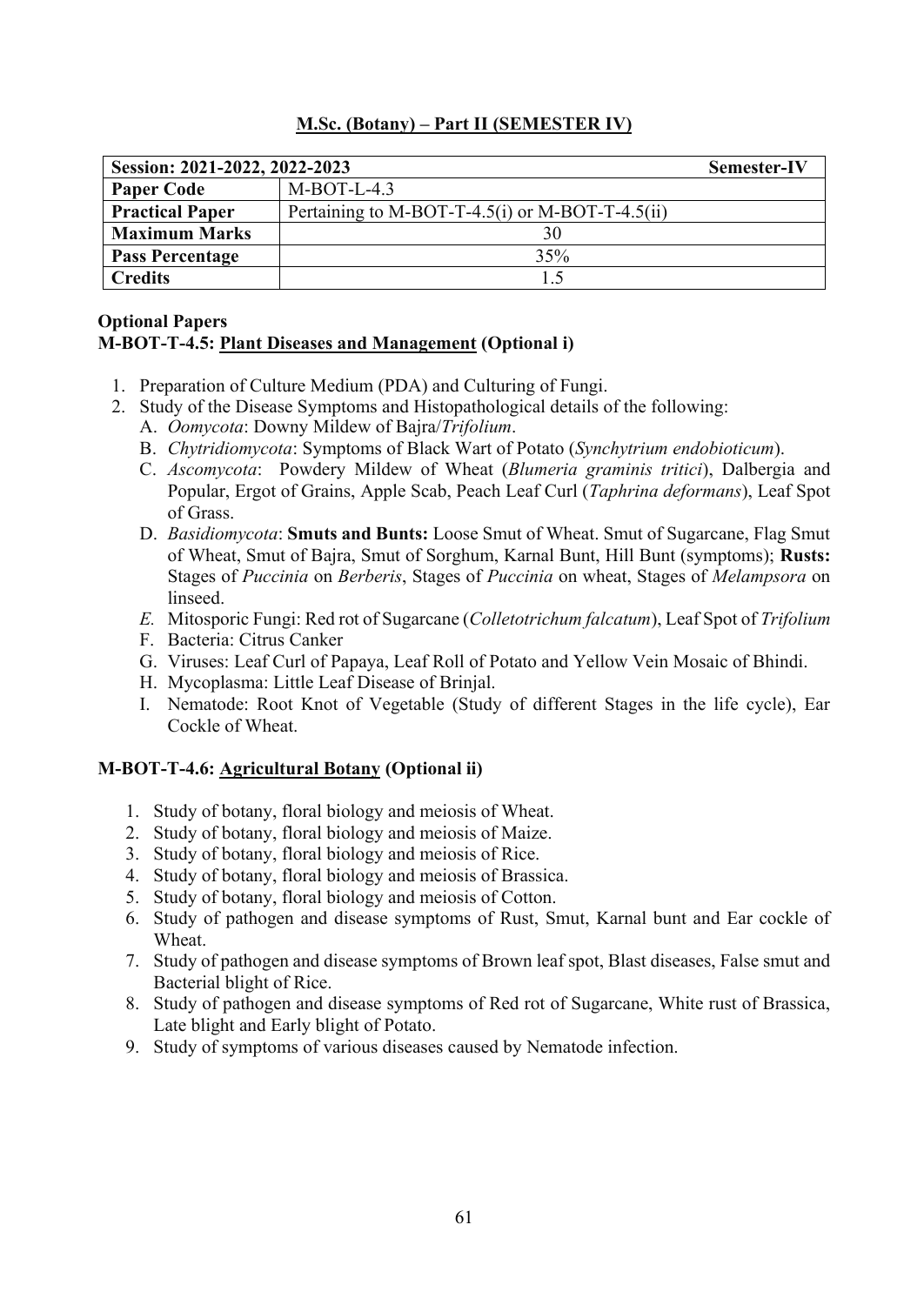## M.Sc. (Botany) – Part II (SEMESTER IV)

| Session: 2021-2022, 2022-2023 | Semester-IV |
|---|---|
| **Paper Code** | M-BOT-L-4.3 |
| **Practical Paper** | Pertaining to M-BOT-T-4.5(i) or M-BOT-T-4.5(ii) |
| **Maximum Marks** | 30 |
| **Pass Percentage** | 35% |
| **Credits** | 1.5 |

**Optional Papers**
**M-BOT-T-4.5: Plant Diseases and Management (Optional i)**

1. Preparation of Culture Medium (PDA) and Culturing of Fungi.
2. Study of the Disease Symptoms and Histopathological details of the following:
   A. *Oomycota*: Downy Mildew of Bajra/*Trifolium*.
   B. *Chytridiomycota*: Symptoms of Black Wart of Potato (*Synchytrium endobioticum*).
   C. *Ascomycota*: Powdery Mildew of Wheat (*Blumeria graminis tritici*), Dalbergia and Popular, Ergot of Grains, Apple Scab, Peach Leaf Curl (*Taphrina deformans*), Leaf Spot of Grass.
   D. *Basidiomycota*: **Smuts and Bunts:** Loose Smut of Wheat. Smut of Sugarcane, Flag Smut of Wheat, Smut of Bajra, Smut of Sorghum, Karnal Bunt, Hill Bunt (symptoms); **Rusts:** Stages of *Puccinia* on *Berberis*, Stages of *Puccinia* on wheat, Stages of *Melampsora* on linseed.
   *E.* Mitosporic Fungi: Red rot of Sugarcane (*Colletotrichum falcatum*), Leaf Spot of *Trifolium*
   F. Bacteria: Citrus Canker
   G. Viruses: Leaf Curl of Papaya, Leaf Roll of Potato and Yellow Vein Mosaic of Bhindi.
   H. Mycoplasma: Little Leaf Disease of Brinjal.
   I. Nematode: Root Knot of Vegetable (Study of different Stages in the life cycle), Ear Cockle of Wheat.

**M-BOT-T-4.6: Agricultural Botany (Optional ii)**

1. Study of botany, floral biology and meiosis of Wheat.
2. Study of botany, floral biology and meiosis of Maize.
3. Study of botany, floral biology and meiosis of Rice.
4. Study of botany, floral biology and meiosis of Brassica.
5. Study of botany, floral biology and meiosis of Cotton.
6. Study of pathogen and disease symptoms of Rust, Smut, Karnal bunt and Ear cockle of Wheat.
7. Study of pathogen and disease symptoms of Brown leaf spot, Blast diseases, False smut and Bacterial blight of Rice.
8. Study of pathogen and disease symptoms of Red rot of Sugarcane, White rust of Brassica, Late blight and Early blight of Potato.
9. Study of symptoms of various diseases caused by Nematode infection.